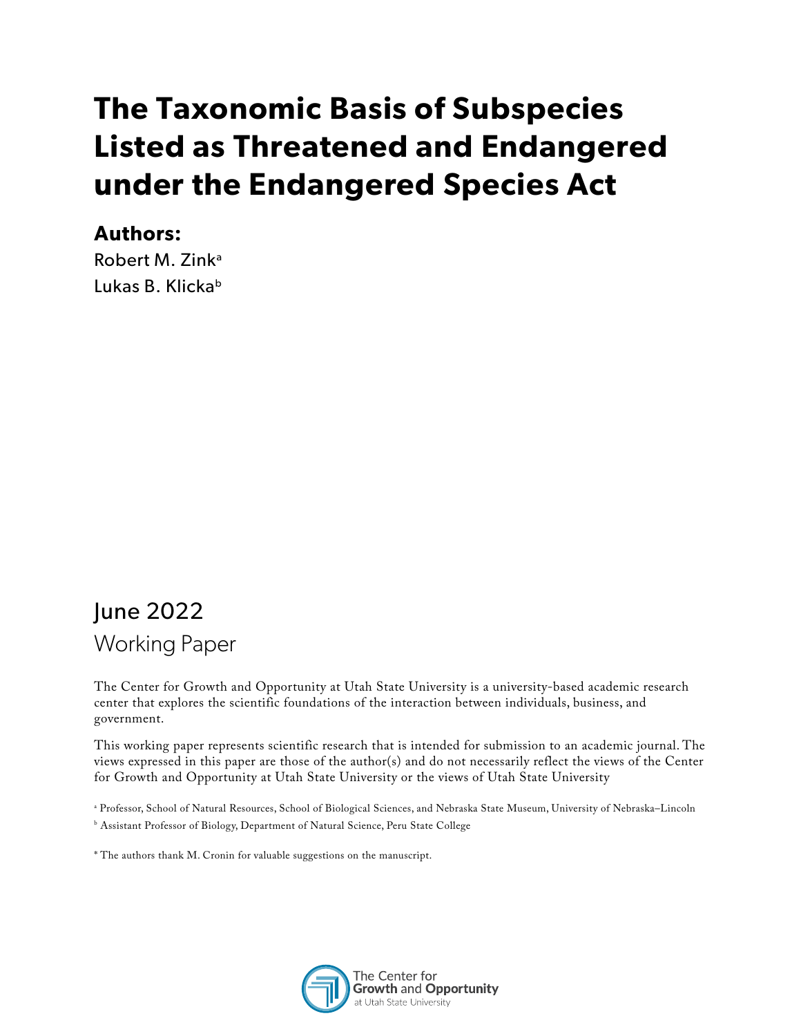# The Taxonomic Basis of Subspecies Listed as Threatened and Endangered under the Endangered Species Act

**Authors:**

Robert M. Zink[a]

Lukas B. Klicka[b]

June 2022

Working Paper

The Center for Growth and Opportunity at Utah State University is a university-based academic research center that explores the scientific foundations of the interaction between individuals, business, and government.

This working paper represents scientific research that is intended for submission to an academic journal. The views expressed in this paper are those of the author(s) and do not necessarily reflect the views of the Center for Growth and Opportunity at Utah State University or the views of Utah State University

[a] Professor, School of Natural Resources, School of Biological Sciences, and Nebraska State Museum, University of Nebraska–Lincoln

[b] Assistant Professor of Biology, Department of Natural Science, Peru State College

* The authors thank M. Cronin for valuable suggestions on the manuscript.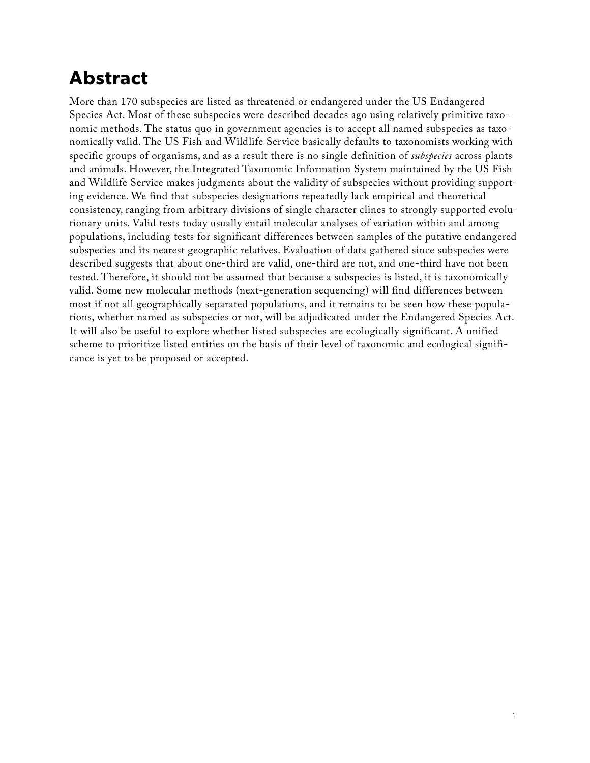# Abstract

More than 170 subspecies are listed as threatened or endangered under the US Endangered Species Act. Most of these subspecies were described decades ago using relatively primitive taxonomic methods. The status quo in government agencies is to accept all named subspecies as taxonomically valid. The US Fish and Wildlife Service basically defaults to taxonomists working with specific groups of organisms, and as a result there is no single definition of *subspecies* across plants and animals. However, the Integrated Taxonomic Information System maintained by the US Fish and Wildlife Service makes judgments about the validity of subspecies without providing supporting evidence. We find that subspecies designations repeatedly lack empirical and theoretical consistency, ranging from arbitrary divisions of single character clines to strongly supported evolutionary units. Valid tests today usually entail molecular analyses of variation within and among populations, including tests for significant differences between samples of the putative endangered subspecies and its nearest geographic relatives. Evaluation of data gathered since subspecies were described suggests that about one-third are valid, one-third are not, and one-third have not been tested. Therefore, it should not be assumed that because a subspecies is listed, it is taxonomically valid. Some new molecular methods (next-generation sequencing) will find differences between most if not all geographically separated populations, and it remains to be seen how these populations, whether named as subspecies or not, will be adjudicated under the Endangered Species Act. It will also be useful to explore whether listed subspecies are ecologically significant. A unified scheme to prioritize listed entities on the basis of their level of taxonomic and ecological significance is yet to be proposed or accepted.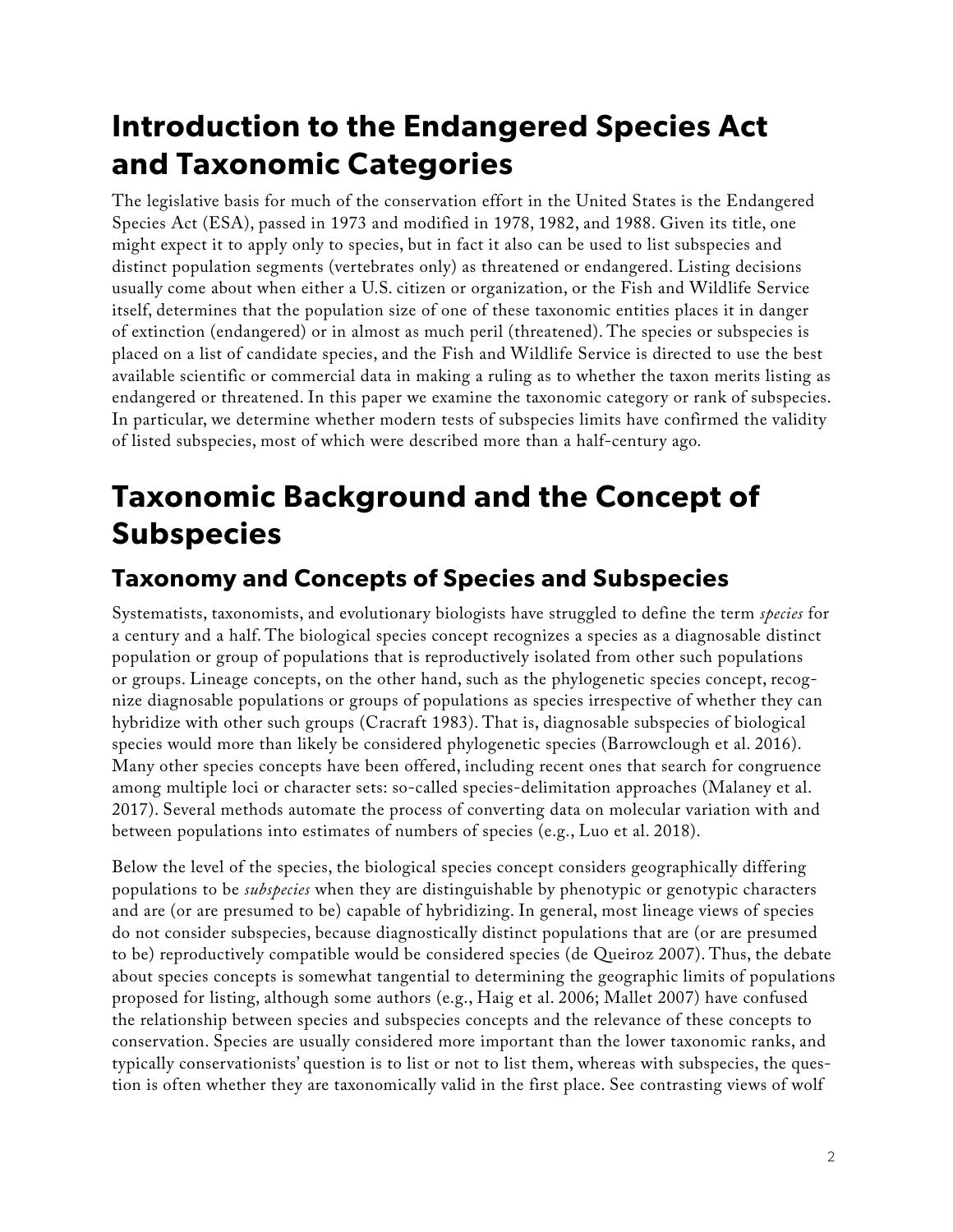# Introduction to the Endangered Species Act and Taxonomic Categories

The legislative basis for much of the conservation effort in the United States is the Endangered Species Act (ESA), passed in 1973 and modified in 1978, 1982, and 1988. Given its title, one might expect it to apply only to species, but in fact it also can be used to list subspecies and distinct population segments (vertebrates only) as threatened or endangered. Listing decisions usually come about when either a U.S. citizen or organization, or the Fish and Wildlife Service itself, determines that the population size of one of these taxonomic entities places it in danger of extinction (endangered) or in almost as much peril (threatened). The species or subspecies is placed on a list of candidate species, and the Fish and Wildlife Service is directed to use the best available scientific or commercial data in making a ruling as to whether the taxon merits listing as endangered or threatened. In this paper we examine the taxonomic category or rank of subspecies. In particular, we determine whether modern tests of subspecies limits have confirmed the validity of listed subspecies, most of which were described more than a half-century ago.

# Taxonomic Background and the Concept of Subspecies

## Taxonomy and Concepts of Species and Subspecies

Systematists, taxonomists, and evolutionary biologists have struggled to define the term *species* for a century and a half. The biological species concept recognizes a species as a diagnosable distinct population or group of populations that is reproductively isolated from other such populations or groups. Lineage concepts, on the other hand, such as the phylogenetic species concept, recognize diagnosable populations or groups of populations as species irrespective of whether they can hybridize with other such groups (Cracraft 1983). That is, diagnosable subspecies of biological species would more than likely be considered phylogenetic species (Barrowclough et al. 2016). Many other species concepts have been offered, including recent ones that search for congruence among multiple loci or character sets: so-called species-delimitation approaches (Malaney et al. 2017). Several methods automate the process of converting data on molecular variation with and between populations into estimates of numbers of species (e.g., Luo et al. 2018).

Below the level of the species, the biological species concept considers geographically differing populations to be *subspecies* when they are distinguishable by phenotypic or genotypic characters and are (or are presumed to be) capable of hybridizing. In general, most lineage views of species do not consider subspecies, because diagnostically distinct populations that are (or are presumed to be) reproductively compatible would be considered species (de Queiroz 2007). Thus, the debate about species concepts is somewhat tangential to determining the geographic limits of populations proposed for listing, although some authors (e.g., Haig et al. 2006; Mallet 2007) have confused the relationship between species and subspecies concepts and the relevance of these concepts to conservation. Species are usually considered more important than the lower taxonomic ranks, and typically conservationists' question is to list or not to list them, whereas with subspecies, the question is often whether they are taxonomically valid in the first place. See contrasting views of wolf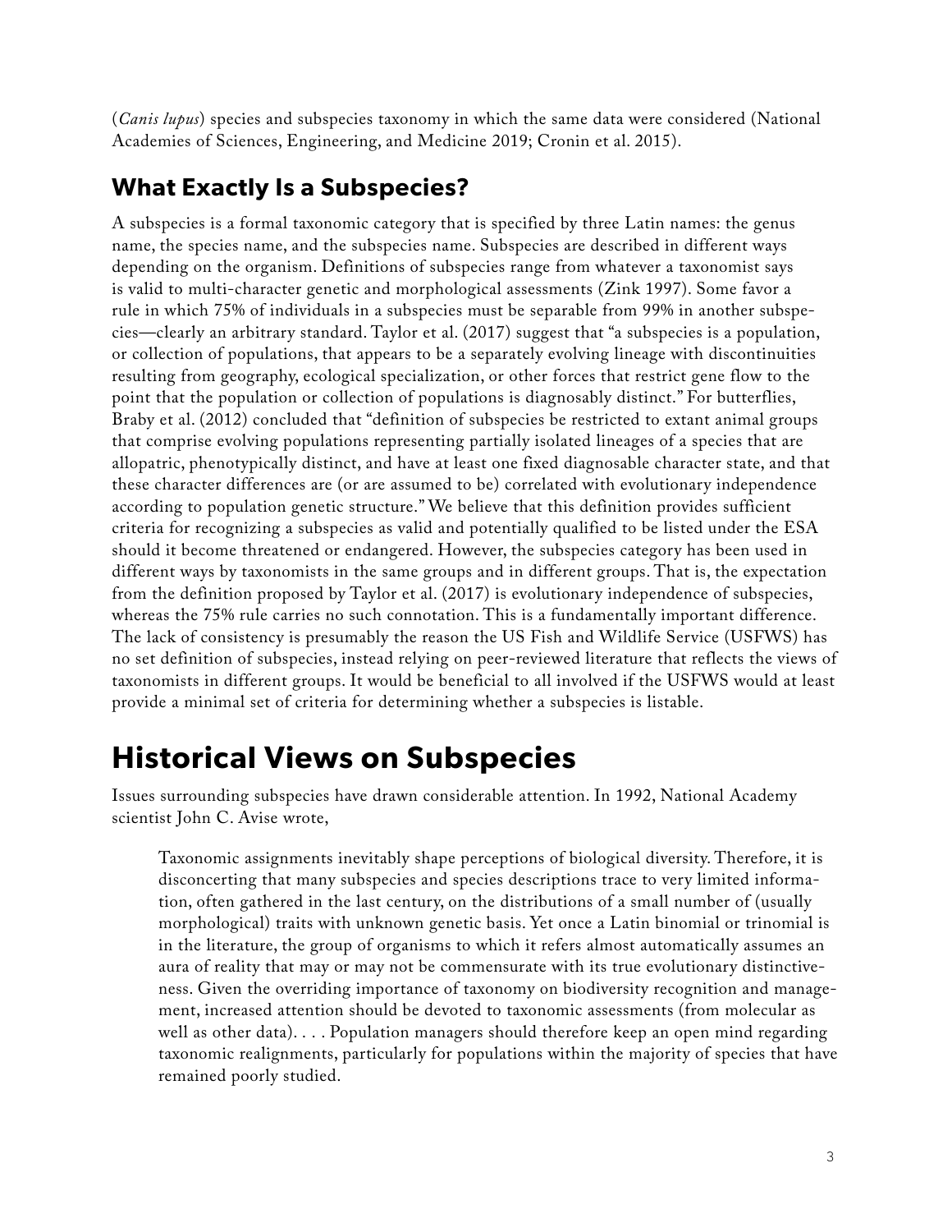(*Canis lupus*) species and subspecies taxonomy in which the same data were considered (National Academies of Sciences, Engineering, and Medicine 2019; Cronin et al. 2015).

## What Exactly Is a Subspecies?

A subspecies is a formal taxonomic category that is specified by three Latin names: the genus name, the species name, and the subspecies name. Subspecies are described in different ways depending on the organism. Definitions of subspecies range from whatever a taxonomist says is valid to multi-character genetic and morphological assessments (Zink 1997). Some favor a rule in which 75% of individuals in a subspecies must be separable from 99% in another subspecies—clearly an arbitrary standard. Taylor et al. (2017) suggest that "a subspecies is a population, or collection of populations, that appears to be a separately evolving lineage with discontinuities resulting from geography, ecological specialization, or other forces that restrict gene flow to the point that the population or collection of populations is diagnosably distinct." For butterflies, Braby et al. (2012) concluded that "definition of subspecies be restricted to extant animal groups that comprise evolving populations representing partially isolated lineages of a species that are allopatric, phenotypically distinct, and have at least one fixed diagnosable character state, and that these character differences are (or are assumed to be) correlated with evolutionary independence according to population genetic structure." We believe that this definition provides sufficient criteria for recognizing a subspecies as valid and potentially qualified to be listed under the ESA should it become threatened or endangered. However, the subspecies category has been used in different ways by taxonomists in the same groups and in different groups. That is, the expectation from the definition proposed by Taylor et al. (2017) is evolutionary independence of subspecies, whereas the 75% rule carries no such connotation. This is a fundamentally important difference. The lack of consistency is presumably the reason the US Fish and Wildlife Service (USFWS) has no set definition of subspecies, instead relying on peer-reviewed literature that reflects the views of taxonomists in different groups. It would be beneficial to all involved if the USFWS would at least provide a minimal set of criteria for determining whether a subspecies is listable.

# Historical Views on Subspecies

Issues surrounding subspecies have drawn considerable attention. In 1992, National Academy scientist John C. Avise wrote,

> Taxonomic assignments inevitably shape perceptions of biological diversity. Therefore, it is disconcerting that many subspecies and species descriptions trace to very limited information, often gathered in the last century, on the distributions of a small number of (usually morphological) traits with unknown genetic basis. Yet once a Latin binomial or trinomial is in the literature, the group of organisms to which it refers almost automatically assumes an aura of reality that may or may not be commensurate with its true evolutionary distinctiveness. Given the overriding importance of taxonomy on biodiversity recognition and management, increased attention should be devoted to taxonomic assessments (from molecular as well as other data). . . . Population managers should therefore keep an open mind regarding taxonomic realignments, particularly for populations within the majority of species that have remained poorly studied.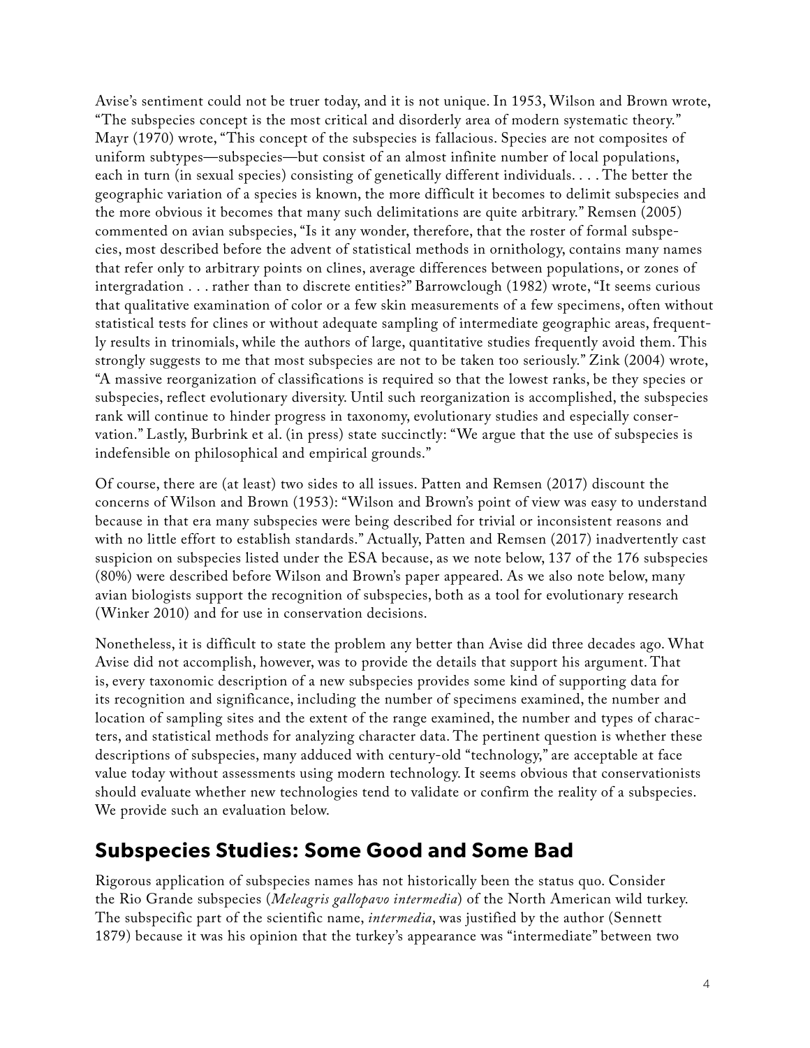Avise's sentiment could not be truer today, and it is not unique. In 1953, Wilson and Brown wrote, "The subspecies concept is the most critical and disorderly area of modern systematic theory." Mayr (1970) wrote, "This concept of the subspecies is fallacious. Species are not composites of uniform subtypes—subspecies—but consist of an almost infinite number of local populations, each in turn (in sexual species) consisting of genetically different individuals. . . . The better the geographic variation of a species is known, the more difficult it becomes to delimit subspecies and the more obvious it becomes that many such delimitations are quite arbitrary." Remsen (2005) commented on avian subspecies, "Is it any wonder, therefore, that the roster of formal subspecies, most described before the advent of statistical methods in ornithology, contains many names that refer only to arbitrary points on clines, average differences between populations, or zones of intergradation . . . rather than to discrete entities?" Barrowclough (1982) wrote, "It seems curious that qualitative examination of color or a few skin measurements of a few specimens, often without statistical tests for clines or without adequate sampling of intermediate geographic areas, frequently results in trinomials, while the authors of large, quantitative studies frequently avoid them. This strongly suggests to me that most subspecies are not to be taken too seriously." Zink (2004) wrote, "A massive reorganization of classifications is required so that the lowest ranks, be they species or subspecies, reflect evolutionary diversity. Until such reorganization is accomplished, the subspecies rank will continue to hinder progress in taxonomy, evolutionary studies and especially conservation." Lastly, Burbrink et al. (in press) state succinctly: "We argue that the use of subspecies is indefensible on philosophical and empirical grounds."

Of course, there are (at least) two sides to all issues. Patten and Remsen (2017) discount the concerns of Wilson and Brown (1953): "Wilson and Brown's point of view was easy to understand because in that era many subspecies were being described for trivial or inconsistent reasons and with no little effort to establish standards." Actually, Patten and Remsen (2017) inadvertently cast suspicion on subspecies listed under the ESA because, as we note below, 137 of the 176 subspecies (80%) were described before Wilson and Brown's paper appeared. As we also note below, many avian biologists support the recognition of subspecies, both as a tool for evolutionary research (Winker 2010) and for use in conservation decisions.

Nonetheless, it is difficult to state the problem any better than Avise did three decades ago. What Avise did not accomplish, however, was to provide the details that support his argument. That is, every taxonomic description of a new subspecies provides some kind of supporting data for its recognition and significance, including the number of specimens examined, the number and location of sampling sites and the extent of the range examined, the number and types of characters, and statistical methods for analyzing character data. The pertinent question is whether these descriptions of subspecies, many adduced with century-old "technology," are acceptable at face value today without assessments using modern technology. It seems obvious that conservationists should evaluate whether new technologies tend to validate or confirm the reality of a subspecies. We provide such an evaluation below.

## Subspecies Studies: Some Good and Some Bad

Rigorous application of subspecies names has not historically been the status quo. Consider the Rio Grande subspecies (*Meleagris gallopavo intermedia*) of the North American wild turkey. The subspecific part of the scientific name, *intermedia*, was justified by the author (Sennett 1879) because it was his opinion that the turkey's appearance was "intermediate" between two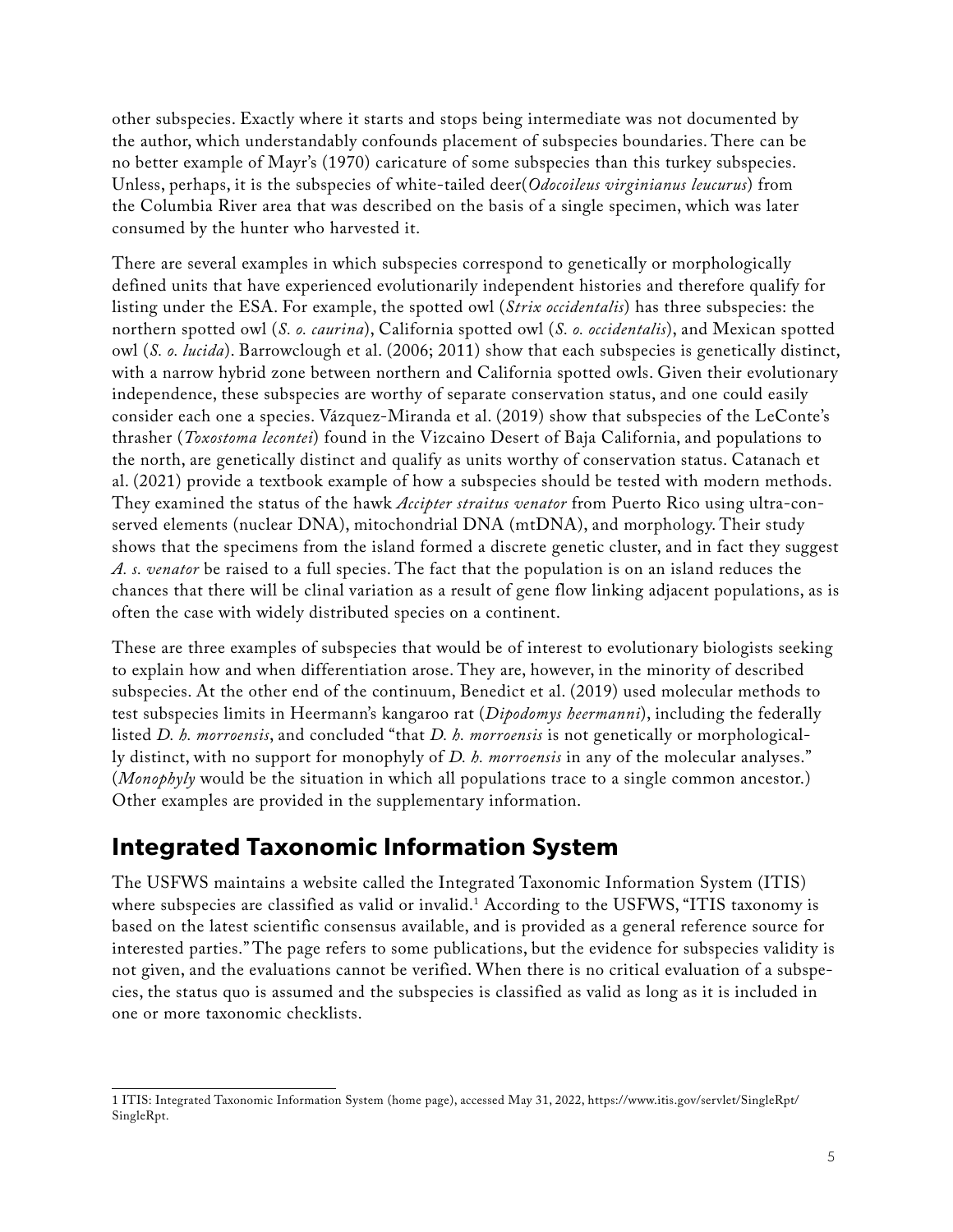other subspecies. Exactly where it starts and stops being intermediate was not documented by the author, which understandably confounds placement of subspecies boundaries. There can be no better example of Mayr's (1970) caricature of some subspecies than this turkey subspecies. Unless, perhaps, it is the subspecies of white-tailed deer(*Odocoileus virginianus leucurus*) from the Columbia River area that was described on the basis of a single specimen, which was later consumed by the hunter who harvested it.

There are several examples in which subspecies correspond to genetically or morphologically defined units that have experienced evolutionarily independent histories and therefore qualify for listing under the ESA. For example, the spotted owl (*Strix occidentalis*) has three subspecies: the northern spotted owl (*S. o. caurina*), California spotted owl (*S. o. occidentalis*), and Mexican spotted owl (*S. o. lucida*). Barrowclough et al. (2006; 2011) show that each subspecies is genetically distinct, with a narrow hybrid zone between northern and California spotted owls. Given their evolutionary independence, these subspecies are worthy of separate conservation status, and one could easily consider each one a species. Vázquez-Miranda et al. (2019) show that subspecies of the LeConte's thrasher (*Toxostoma lecontei*) found in the Vizcaino Desert of Baja California, and populations to the north, are genetically distinct and qualify as units worthy of conservation status. Catanach et al. (2021) provide a textbook example of how a subspecies should be tested with modern methods. They examined the status of the hawk *Accipter straitus venator* from Puerto Rico using ultra-conserved elements (nuclear DNA), mitochondrial DNA (mtDNA), and morphology. Their study shows that the specimens from the island formed a discrete genetic cluster, and in fact they suggest *A. s. venator* be raised to a full species. The fact that the population is on an island reduces the chances that there will be clinal variation as a result of gene flow linking adjacent populations, as is often the case with widely distributed species on a continent.

These are three examples of subspecies that would be of interest to evolutionary biologists seeking to explain how and when differentiation arose. They are, however, in the minority of described subspecies. At the other end of the continuum, Benedict et al. (2019) used molecular methods to test subspecies limits in Heermann's kangaroo rat (*Dipodomys heermanni*), including the federally listed *D. h. morroensis*, and concluded "that *D. h. morroensis* is not genetically or morphologically distinct, with no support for monophyly of *D. h. morroensis* in any of the molecular analyses." (*Monophyly* would be the situation in which all populations trace to a single common ancestor.) Other examples are provided in the supplementary information.

## Integrated Taxonomic Information System

The USFWS maintains a website called the Integrated Taxonomic Information System (ITIS) where subspecies are classified as valid or invalid.[1] According to the USFWS, "ITIS taxonomy is based on the latest scientific consensus available, and is provided as a general reference source for interested parties." The page refers to some publications, but the evidence for subspecies validity is not given, and the evaluations cannot be verified. When there is no critical evaluation of a subspecies, the status quo is assumed and the subspecies is classified as valid as long as it is included in one or more taxonomic checklists.

---

1 ITIS: Integrated Taxonomic Information System (home page), accessed May 31, 2022, https://www.itis.gov/servlet/SingleRpt/SingleRpt.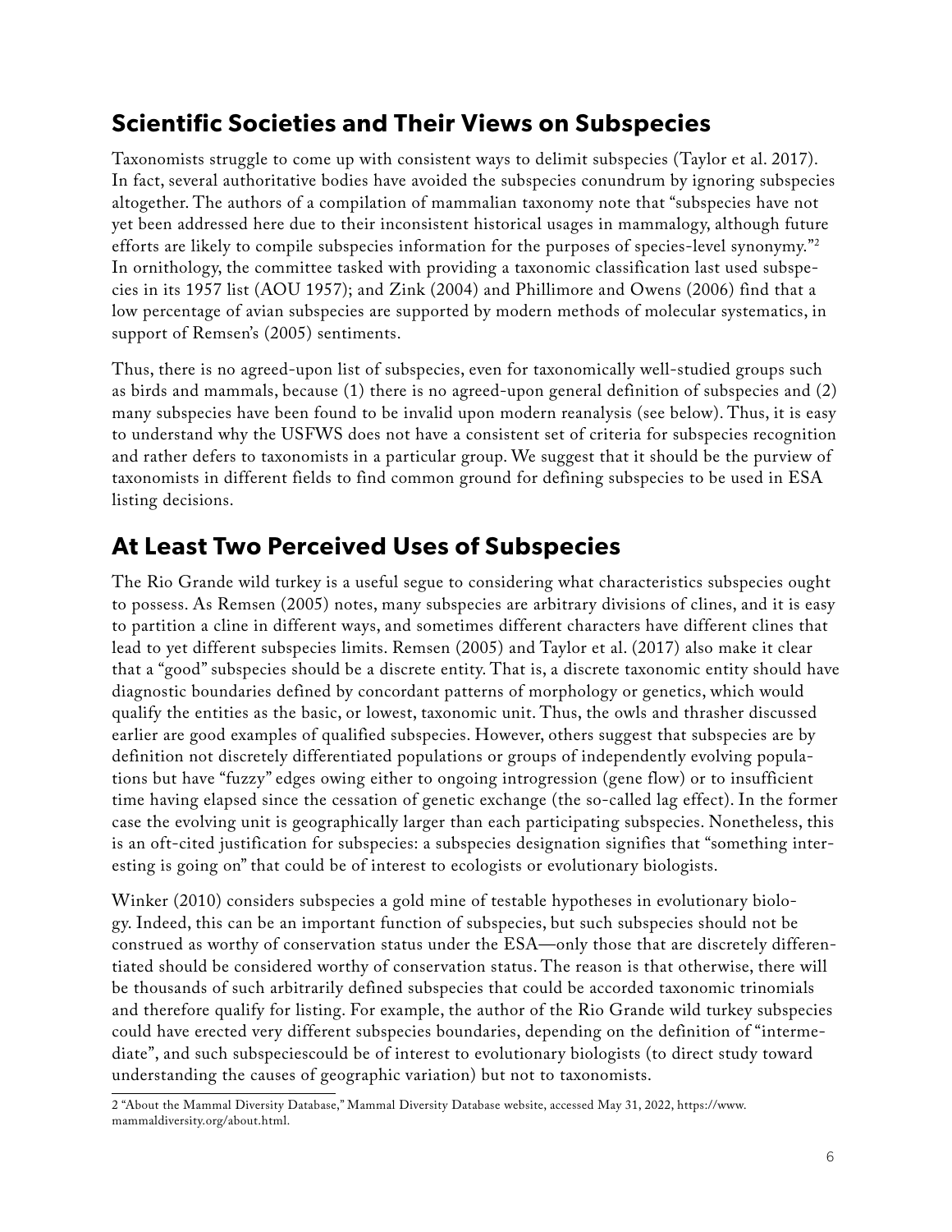## Scientific Societies and Their Views on Subspecies

Taxonomists struggle to come up with consistent ways to delimit subspecies (Taylor et al. 2017). In fact, several authoritative bodies have avoided the subspecies conundrum by ignoring subspecies altogether. The authors of a compilation of mammalian taxonomy note that "subspecies have not yet been addressed here due to their inconsistent historical usages in mammalogy, although future efforts are likely to compile subspecies information for the purposes of species-level synonymy."[2] In ornithology, the committee tasked with providing a taxonomic classification last used subspecies in its 1957 list (AOU 1957); and Zink (2004) and Phillimore and Owens (2006) find that a low percentage of avian subspecies are supported by modern methods of molecular systematics, in support of Remsen's (2005) sentiments.

Thus, there is no agreed-upon list of subspecies, even for taxonomically well-studied groups such as birds and mammals, because (1) there is no agreed-upon general definition of subspecies and (2) many subspecies have been found to be invalid upon modern reanalysis (see below). Thus, it is easy to understand why the USFWS does not have a consistent set of criteria for subspecies recognition and rather defers to taxonomists in a particular group. We suggest that it should be the purview of taxonomists in different fields to find common ground for defining subspecies to be used in ESA listing decisions.

## At Least Two Perceived Uses of Subspecies

The Rio Grande wild turkey is a useful segue to considering what characteristics subspecies ought to possess. As Remsen (2005) notes, many subspecies are arbitrary divisions of clines, and it is easy to partition a cline in different ways, and sometimes different characters have different clines that lead to yet different subspecies limits. Remsen (2005) and Taylor et al. (2017) also make it clear that a "good" subspecies should be a discrete entity. That is, a discrete taxonomic entity should have diagnostic boundaries defined by concordant patterns of morphology or genetics, which would qualify the entities as the basic, or lowest, taxonomic unit. Thus, the owls and thrasher discussed earlier are good examples of qualified subspecies. However, others suggest that subspecies are by definition not discretely differentiated populations or groups of independently evolving populations but have "fuzzy" edges owing either to ongoing introgression (gene flow) or to insufficient time having elapsed since the cessation of genetic exchange (the so-called lag effect). In the former case the evolving unit is geographically larger than each participating subspecies. Nonetheless, this is an oft-cited justification for subspecies: a subspecies designation signifies that "something interesting is going on" that could be of interest to ecologists or evolutionary biologists.

Winker (2010) considers subspecies a gold mine of testable hypotheses in evolutionary biology. Indeed, this can be an important function of subspecies, but such subspecies should not be construed as worthy of conservation status under the ESA—only those that are discretely differentiated should be considered worthy of conservation status. The reason is that otherwise, there will be thousands of such arbitrarily defined subspecies that could be accorded taxonomic trinomials and therefore qualify for listing. For example, the author of the Rio Grande wild turkey subspecies could have erected very different subspecies boundaries, depending on the definition of "intermediate", and such subspeciescould be of interest to evolutionary biologists (to direct study toward understanding the causes of geographic variation) but not to taxonomists.

2 "About the Mammal Diversity Database," Mammal Diversity Database website, accessed May 31, 2022, https://www.mammaldiversity.org/about.html.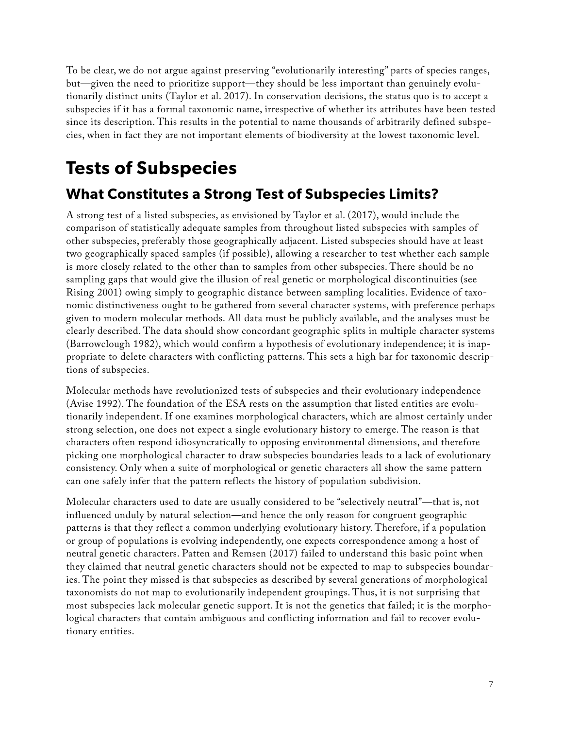To be clear, we do not argue against preserving "evolutionarily interesting" parts of species ranges, but—given the need to prioritize support—they should be less important than genuinely evolutionarily distinct units (Taylor et al. 2017). In conservation decisions, the status quo is to accept a subspecies if it has a formal taxonomic name, irrespective of whether its attributes have been tested since its description. This results in the potential to name thousands of arbitrarily defined subspecies, when in fact they are not important elements of biodiversity at the lowest taxonomic level.

# Tests of Subspecies

## What Constitutes a Strong Test of Subspecies Limits?

A strong test of a listed subspecies, as envisioned by Taylor et al. (2017), would include the comparison of statistically adequate samples from throughout listed subspecies with samples of other subspecies, preferably those geographically adjacent. Listed subspecies should have at least two geographically spaced samples (if possible), allowing a researcher to test whether each sample is more closely related to the other than to samples from other subspecies. There should be no sampling gaps that would give the illusion of real genetic or morphological discontinuities (see Rising 2001) owing simply to geographic distance between sampling localities. Evidence of taxonomic distinctiveness ought to be gathered from several character systems, with preference perhaps given to modern molecular methods. All data must be publicly available, and the analyses must be clearly described. The data should show concordant geographic splits in multiple character systems (Barrowclough 1982), which would confirm a hypothesis of evolutionary independence; it is inappropriate to delete characters with conflicting patterns. This sets a high bar for taxonomic descriptions of subspecies.

Molecular methods have revolutionized tests of subspecies and their evolutionary independence (Avise 1992). The foundation of the ESA rests on the assumption that listed entities are evolutionarily independent. If one examines morphological characters, which are almost certainly under strong selection, one does not expect a single evolutionary history to emerge. The reason is that characters often respond idiosyncratically to opposing environmental dimensions, and therefore picking one morphological character to draw subspecies boundaries leads to a lack of evolutionary consistency. Only when a suite of morphological or genetic characters all show the same pattern can one safely infer that the pattern reflects the history of population subdivision.

Molecular characters used to date are usually considered to be "selectively neutral"—that is, not influenced unduly by natural selection—and hence the only reason for congruent geographic patterns is that they reflect a common underlying evolutionary history. Therefore, if a population or group of populations is evolving independently, one expects correspondence among a host of neutral genetic characters. Patten and Remsen (2017) failed to understand this basic point when they claimed that neutral genetic characters should not be expected to map to subspecies boundaries. The point they missed is that subspecies as described by several generations of morphological taxonomists do not map to evolutionarily independent groupings. Thus, it is not surprising that most subspecies lack molecular genetic support. It is not the genetics that failed; it is the morphological characters that contain ambiguous and conflicting information and fail to recover evolutionary entities.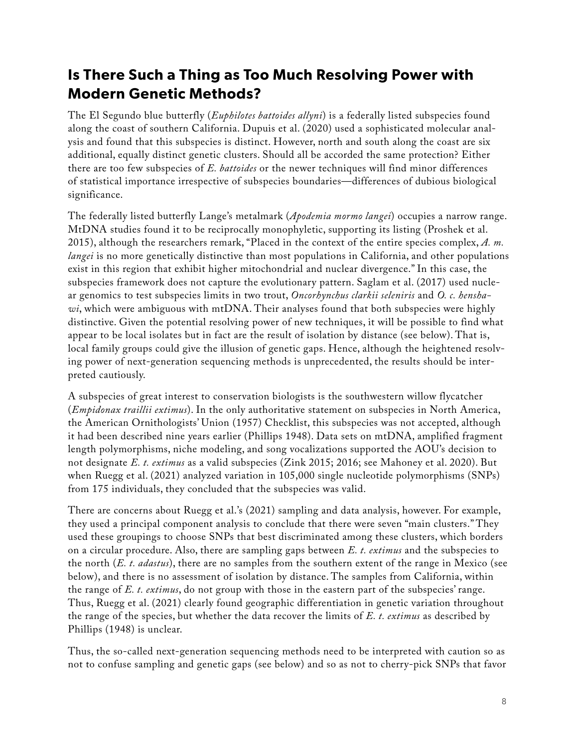## Is There Such a Thing as Too Much Resolving Power with Modern Genetic Methods?

The El Segundo blue butterfly (*Euphilotes battoides allyni*) is a federally listed subspecies found along the coast of southern California. Dupuis et al. (2020) used a sophisticated molecular analysis and found that this subspecies is distinct. However, north and south along the coast are six additional, equally distinct genetic clusters. Should all be accorded the same protection? Either there are too few subspecies of *E. battoides* or the newer techniques will find minor differences of statistical importance irrespective of subspecies boundaries—differences of dubious biological significance.

The federally listed butterfly Lange's metalmark (*Apodemia mormo langei*) occupies a narrow range. MtDNA studies found it to be reciprocally monophyletic, supporting its listing (Proshek et al. 2015), although the researchers remark, "Placed in the context of the entire species complex, *A. m. langei* is no more genetically distinctive than most populations in California, and other populations exist in this region that exhibit higher mitochondrial and nuclear divergence." In this case, the subspecies framework does not capture the evolutionary pattern. Saglam et al. (2017) used nuclear genomics to test subspecies limits in two trout, *Oncorhynchus clarkii seleniris* and *O. c. henshawi*, which were ambiguous with mtDNA. Their analyses found that both subspecies were highly distinctive. Given the potential resolving power of new techniques, it will be possible to find what appear to be local isolates but in fact are the result of isolation by distance (see below). That is, local family groups could give the illusion of genetic gaps. Hence, although the heightened resolving power of next-generation sequencing methods is unprecedented, the results should be interpreted cautiously.

A subspecies of great interest to conservation biologists is the southwestern willow flycatcher (*Empidonax traillii extimus*). In the only authoritative statement on subspecies in North America, the American Ornithologists' Union (1957) Checklist, this subspecies was not accepted, although it had been described nine years earlier (Phillips 1948). Data sets on mtDNA, amplified fragment length polymorphisms, niche modeling, and song vocalizations supported the AOU's decision to not designate *E. t. extimus* as a valid subspecies (Zink 2015; 2016; see Mahoney et al. 2020). But when Ruegg et al. (2021) analyzed variation in 105,000 single nucleotide polymorphisms (SNPs) from 175 individuals, they concluded that the subspecies was valid.

There are concerns about Ruegg et al.'s (2021) sampling and data analysis, however. For example, they used a principal component analysis to conclude that there were seven "main clusters." They used these groupings to choose SNPs that best discriminated among these clusters, which borders on a circular procedure. Also, there are sampling gaps between *E. t. extimus* and the subspecies to the north (*E. t. adastus*), there are no samples from the southern extent of the range in Mexico (see below), and there is no assessment of isolation by distance. The samples from California, within the range of *E. t. extimus*, do not group with those in the eastern part of the subspecies' range. Thus, Ruegg et al. (2021) clearly found geographic differentiation in genetic variation throughout the range of the species, but whether the data recover the limits of *E. t. extimus* as described by Phillips (1948) is unclear.

Thus, the so-called next-generation sequencing methods need to be interpreted with caution so as not to confuse sampling and genetic gaps (see below) and so as not to cherry-pick SNPs that favor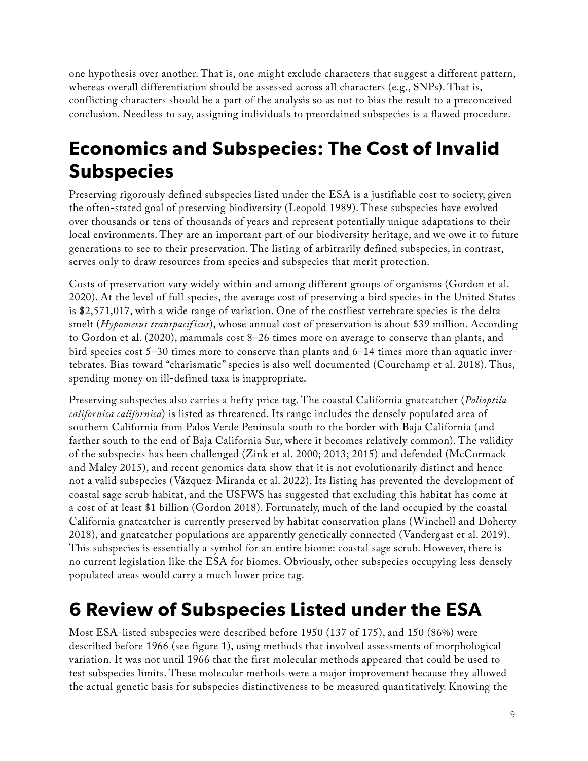one hypothesis over another. That is, one might exclude characters that suggest a different pattern, whereas overall differentiation should be assessed across all characters (e.g., SNPs). That is, conflicting characters should be a part of the analysis so as not to bias the result to a preconceived conclusion. Needless to say, assigning individuals to preordained subspecies is a flawed procedure.

# Economics and Subspecies: The Cost of Invalid Subspecies

Preserving rigorously defined subspecies listed under the ESA is a justifiable cost to society, given the often-stated goal of preserving biodiversity (Leopold 1989). These subspecies have evolved over thousands or tens of thousands of years and represent potentially unique adaptations to their local environments. They are an important part of our biodiversity heritage, and we owe it to future generations to see to their preservation. The listing of arbitrarily defined subspecies, in contrast, serves only to draw resources from species and subspecies that merit protection.

Costs of preservation vary widely within and among different groups of organisms (Gordon et al. 2020). At the level of full species, the average cost of preserving a bird species in the United States is $2,571,017, with a wide range of variation. One of the costliest vertebrate species is the delta smelt (*Hypomesus transpacificus*), whose annual cost of preservation is about $39 million. According to Gordon et al. (2020), mammals cost 8–26 times more on average to conserve than plants, and bird species cost 5–30 times more to conserve than plants and 6–14 times more than aquatic invertebrates. Bias toward "charismatic" species is also well documented (Courchamp et al. 2018). Thus, spending money on ill-defined taxa is inappropriate.

Preserving subspecies also carries a hefty price tag. The coastal California gnatcatcher (*Polioptila californica californica*) is listed as threatened. Its range includes the densely populated area of southern California from Palos Verde Peninsula south to the border with Baja California (and farther south to the end of Baja California Sur, where it becomes relatively common). The validity of the subspecies has been challenged (Zink et al. 2000; 2013; 2015) and defended (McCormack and Maley 2015), and recent genomics data show that it is not evolutionarily distinct and hence not a valid subspecies (Vázquez-Miranda et al. 2022). Its listing has prevented the development of coastal sage scrub habitat, and the USFWS has suggested that excluding this habitat has come at a cost of at least $1 billion (Gordon 2018). Fortunately, much of the land occupied by the coastal California gnatcatcher is currently preserved by habitat conservation plans (Winchell and Doherty 2018), and gnatcatcher populations are apparently genetically connected (Vandergast et al. 2019). This subspecies is essentially a symbol for an entire biome: coastal sage scrub. However, there is no current legislation like the ESA for biomes. Obviously, other subspecies occupying less densely populated areas would carry a much lower price tag.

# 6 Review of Subspecies Listed under the ESA

Most ESA-listed subspecies were described before 1950 (137 of 175), and 150 (86%) were described before 1966 (see figure 1), using methods that involved assessments of morphological variation. It was not until 1966 that the first molecular methods appeared that could be used to test subspecies limits. These molecular methods were a major improvement because they allowed the actual genetic basis for subspecies distinctiveness to be measured quantitatively. Knowing the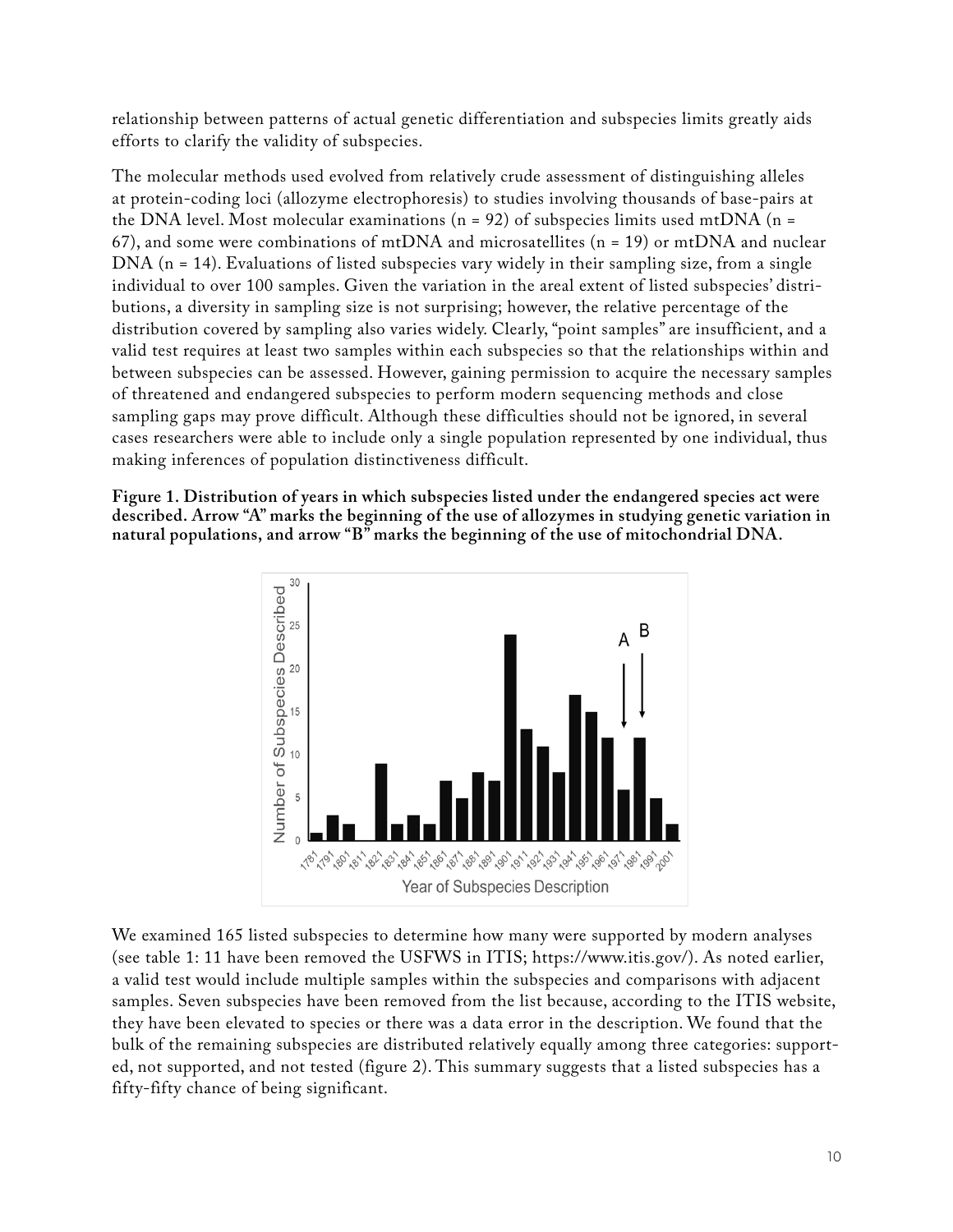relationship between patterns of actual genetic differentiation and subspecies limits greatly aids efforts to clarify the validity of subspecies.

The molecular methods used evolved from relatively crude assessment of distinguishing alleles at protein-coding loci (allozyme electrophoresis) to studies involving thousands of base-pairs at the DNA level. Most molecular examinations (n = 92) of subspecies limits used mtDNA (n = 67), and some were combinations of mtDNA and microsatellites (n = 19) or mtDNA and nuclear DNA (n = 14). Evaluations of listed subspecies vary widely in their sampling size, from a single individual to over 100 samples. Given the variation in the areal extent of listed subspecies' distributions, a diversity in sampling size is not surprising; however, the relative percentage of the distribution covered by sampling also varies widely. Clearly, "point samples" are insufficient, and a valid test requires at least two samples within each subspecies so that the relationships within and between subspecies can be assessed. However, gaining permission to acquire the necessary samples of threatened and endangered subspecies to perform modern sequencing methods and close sampling gaps may prove difficult. Although these difficulties should not be ignored, in several cases researchers were able to include only a single population represented by one individual, thus making inferences of population distinctiveness difficult.

**Figure 1. Distribution of years in which subspecies listed under the endangered species act were described. Arrow "A" marks the beginning of the use of allozymes in studying genetic variation in natural populations, and arrow "B" marks the beginning of the use of mitochondrial DNA.**

We examined 165 listed subspecies to determine how many were supported by modern analyses (see table 1: 11 have been removed the USFWS in ITIS; https://www.itis.gov/). As noted earlier, a valid test would include multiple samples within the subspecies and comparisons with adjacent samples. Seven subspecies have been removed from the list because, according to the ITIS website, they have been elevated to species or there was a data error in the description. We found that the bulk of the remaining subspecies are distributed relatively equally among three categories: supported, not supported, and not tested (figure 2). This summary suggests that a listed subspecies has a fifty-fifty chance of being significant.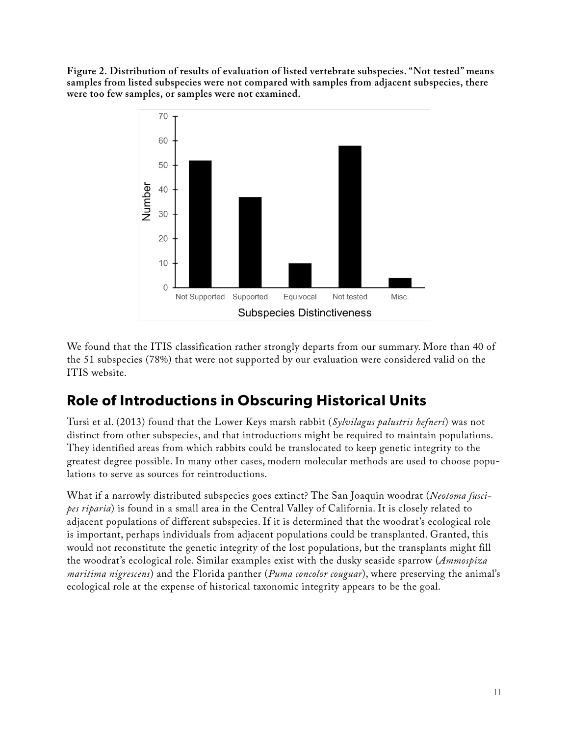**Figure 2. Distribution of results of evaluation of listed vertebrate subspecies. "Not tested" means samples from listed subspecies were not compared with samples from adjacent subspecies, there were too few samples, or samples were not examined.**

We found that the ITIS classification rather strongly departs from our summary. More than 40 of the 51 subspecies (78%) that were not supported by our evaluation were considered valid on the ITIS website.

## Role of Introductions in Obscuring Historical Units

Tursi et al. (2013) found that the Lower Keys marsh rabbit (*Sylvilagus palustris hefneri*) was not distinct from other subspecies, and that introductions might be required to maintain populations. They identified areas from which rabbits could be translocated to keep genetic integrity to the greatest degree possible. In many other cases, modern molecular methods are used to choose populations to serve as sources for reintroductions.

What if a narrowly distributed subspecies goes extinct? The San Joaquin woodrat (*Neotoma fuscipes riparia*) is found in a small area in the Central Valley of California. It is closely related to adjacent populations of different subspecies. If it is determined that the woodrat's ecological role is important, perhaps individuals from adjacent populations could be transplanted. Granted, this would not reconstitute the genetic integrity of the lost populations, but the transplants might fill the woodrat's ecological role. Similar examples exist with the dusky seaside sparrow (*Ammospiza maritima nigrescens*) and the Florida panther (*Puma concolor couguar*), where preserving the animal's ecological role at the expense of historical taxonomic integrity appears to be the goal.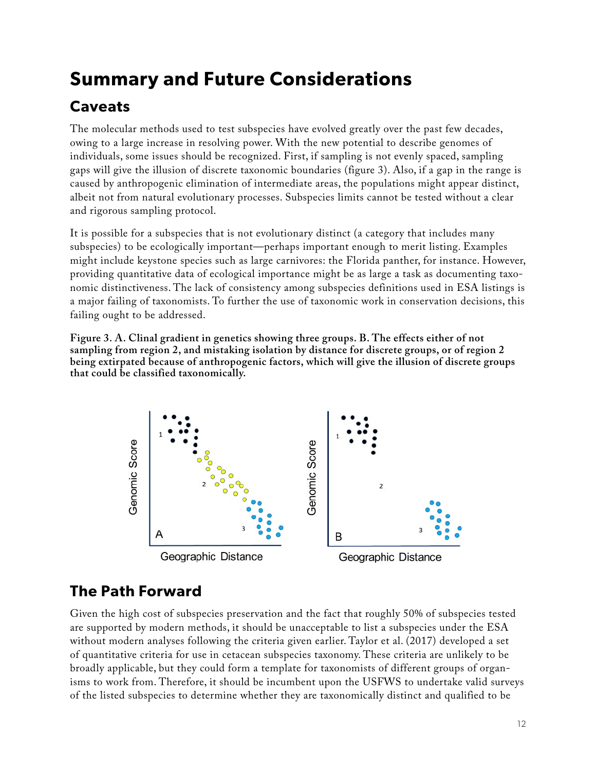# Summary and Future Considerations

## Caveats

The molecular methods used to test subspecies have evolved greatly over the past few decades, owing to a large increase in resolving power. With the new potential to describe genomes of individuals, some issues should be recognized. First, if sampling is not evenly spaced, sampling gaps will give the illusion of discrete taxonomic boundaries (figure 3). Also, if a gap in the range is caused by anthropogenic elimination of intermediate areas, the populations might appear distinct, albeit not from natural evolutionary processes. Subspecies limits cannot be tested without a clear and rigorous sampling protocol.

It is possible for a subspecies that is not evolutionary distinct (a category that includes many subspecies) to be ecologically important—perhaps important enough to merit listing. Examples might include keystone species such as large carnivores: the Florida panther, for instance. However, providing quantitative data of ecological importance might be as large a task as documenting taxonomic distinctiveness. The lack of consistency among subspecies definitions used in ESA listings is a major failing of taxonomists. To further the use of taxonomic work in conservation decisions, this failing ought to be addressed.

**Figure 3. A. Clinal gradient in genetics showing three groups. B. The effects either of not sampling from region 2, and mistaking isolation by distance for discrete groups, or of region 2 being extirpated because of anthropogenic factors, which will give the illusion of discrete groups that could be classified taxonomically.**

## The Path Forward

Given the high cost of subspecies preservation and the fact that roughly 50% of subspecies tested are supported by modern methods, it should be unacceptable to list a subspecies under the ESA without modern analyses following the criteria given earlier. Taylor et al. (2017) developed a set of quantitative criteria for use in cetacean subspecies taxonomy. These criteria are unlikely to be broadly applicable, but they could form a template for taxonomists of different groups of organisms to work from. Therefore, it should be incumbent upon the USFWS to undertake valid surveys of the listed subspecies to determine whether they are taxonomically distinct and qualified to be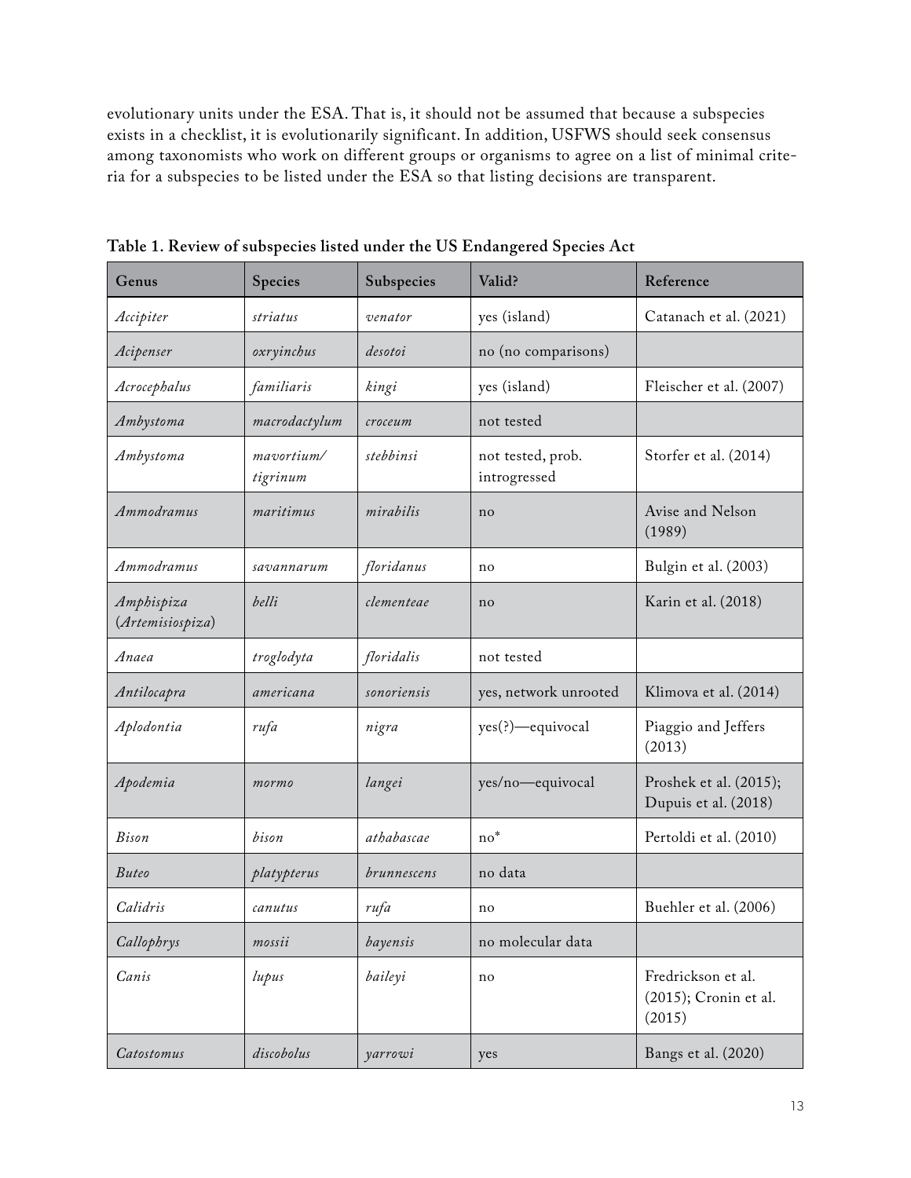evolutionary units under the ESA. That is, it should not be assumed that because a subspecies exists in a checklist, it is evolutionarily significant. In addition, USFWS should seek consensus among taxonomists who work on different groups or organisms to agree on a list of minimal criteria for a subspecies to be listed under the ESA so that listing decisions are transparent.

**Table 1. Review of subspecies listed under the US Endangered Species Act**

| Genus | Species | Subspecies | Valid? | Reference |
|---|---|---|---|---|
| *Accipiter* | *striatus* | *venator* | yes (island) | Catanach et al. (2021) |
| *Acipenser* | *oxryinchus* | *desotoi* | no (no comparisons) | |
| *Acrocephalus* | *familiaris* | *kingi* | yes (island) | Fleischer et al. (2007) |
| *Ambystoma* | *macrodactylum* | *croceum* | not tested | |
| *Ambystoma* | *mavortium/ tigrinum* | *stebbinsi* | not tested, prob. introgressed | Storfer et al. (2014) |
| *Ammodramus* | *maritimus* | *mirabilis* | no | Avise and Nelson (1989) |
| *Ammodramus* | *savannarum* | *floridanus* | no | Bulgin et al. (2003) |
| *Amphispiza* (*Artemisiospiza*) | *belli* | *clementeae* | no | Karin et al. (2018) |
| *Anaea* | *troglodyta* | *floridalis* | not tested | |
| *Antilocapra* | *americana* | *sonoriensis* | yes, network unrooted | Klimova et al. (2014) |
| *Aplodontia* | *rufa* | *nigra* | yes(?)—equivocal | Piaggio and Jeffers (2013) |
| *Apodemia* | *mormo* | *langei* | yes/no—equivocal | Proshek et al. (2015); Dupuis et al. (2018) |
| *Bison* | *bison* | *athabascae* | no* | Pertoldi et al. (2010) |
| *Buteo* | *platypterus* | *brunnescens* | no data | |
| *Calidris* | *canutus* | *rufa* | no | Buehler et al. (2006) |
| *Callophrys* | *mossii* | *bayensis* | no molecular data | |
| *Canis* | *lupus* | *baileyi* | no | Fredrickson et al. (2015); Cronin et al. (2015) |
| *Catostomus* | *discobolus* | *yarrowi* | yes | Bangs et al. (2020) |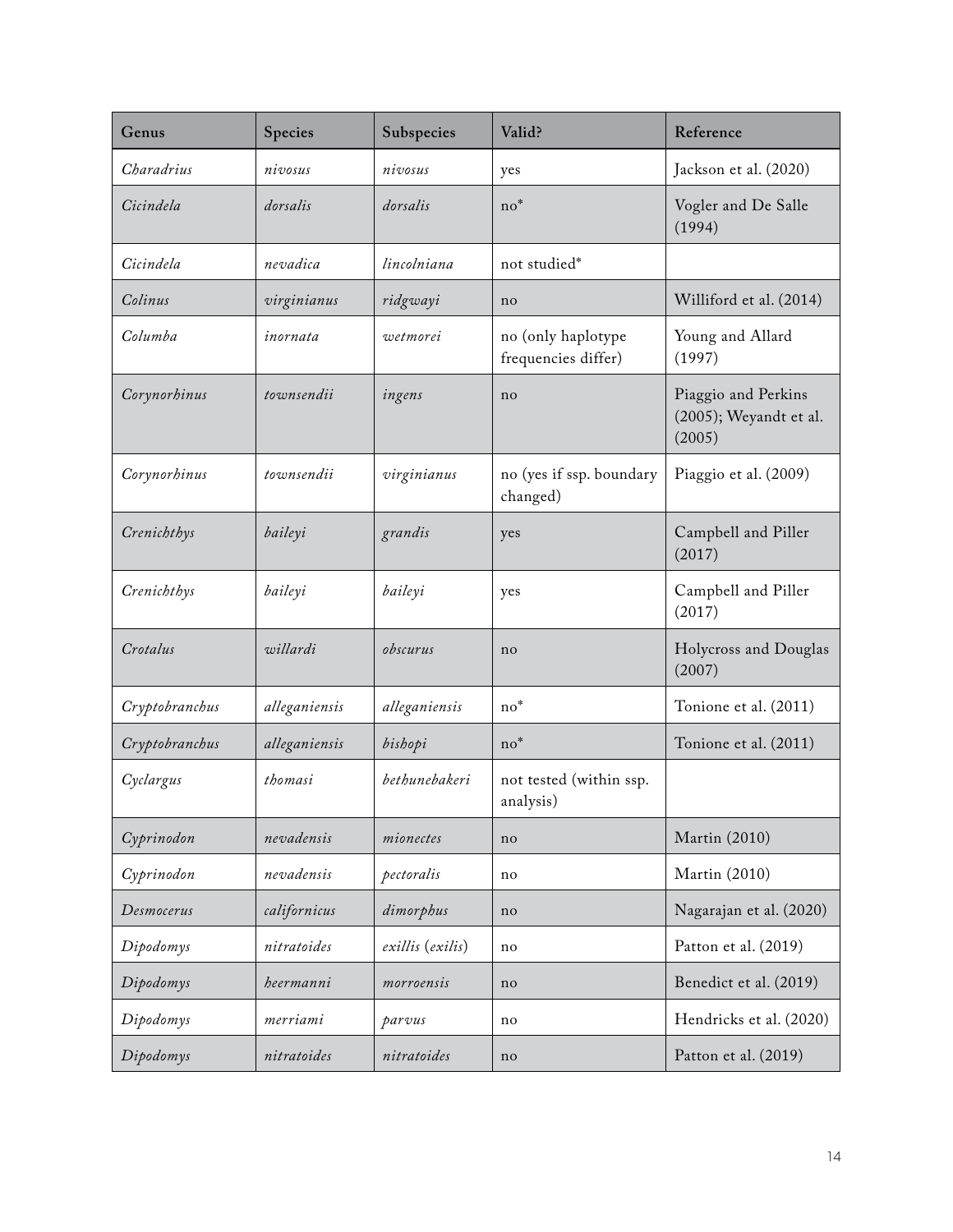| Genus | Species | Subspecies | Valid? | Reference |
| --- | --- | --- | --- | --- |
| *Charadrius* | *nivosus* | *nivosus* | yes | Jackson et al. (2020) |
| *Cicindela* | *dorsalis* | *dorsalis* | no* | Vogler and De Salle (1994) |
| *Cicindela* | *nevadica* | *lincolniana* | not studied* | |
| *Colinus* | *virginianus* | *ridgwayi* | no | Williford et al. (2014) |
| *Columba* | *inornata* | *wetmorei* | no (only haplotype frequencies differ) | Young and Allard (1997) |
| *Corynorhinus* | *townsendii* | *ingens* | no | Piaggio and Perkins (2005); Weyandt et al. (2005) |
| *Corynorhinus* | *townsendii* | *virginianus* | no (yes if ssp. boundary changed) | Piaggio et al. (2009) |
| *Crenichthys* | *baileyi* | *grandis* | yes | Campbell and Piller (2017) |
| *Crenichthys* | *baileyi* | *baileyi* | yes | Campbell and Piller (2017) |
| *Crotalus* | *willardi* | *obscurus* | no | Holycross and Douglas (2007) |
| *Cryptobranchus* | *alleganiensis* | *alleganiensis* | no* | Tonione et al. (2011) |
| *Cryptobranchus* | *alleganiensis* | *bishopi* | no* | Tonione et al. (2011) |
| *Cyclargus* | *thomasi* | *bethunebakeri* | not tested (within ssp. analysis) | |
| *Cyprinodon* | *nevadensis* | *mionectes* | no | Martin (2010) |
| *Cyprinodon* | *nevadensis* | *pectoralis* | no | Martin (2010) |
| *Desmocerus* | *californicus* | *dimorphus* | no | Nagarajan et al. (2020) |
| *Dipodomys* | *nitratoides* | *exillis* (*exilis*) | no | Patton et al. (2019) |
| *Dipodomys* | *heermanni* | *morroensis* | no | Benedict et al. (2019) |
| *Dipodomys* | *merriami* | *parvus* | no | Hendricks et al. (2020) |
| *Dipodomys* | *nitratoides* | *nitratoides* | no | Patton et al. (2019) |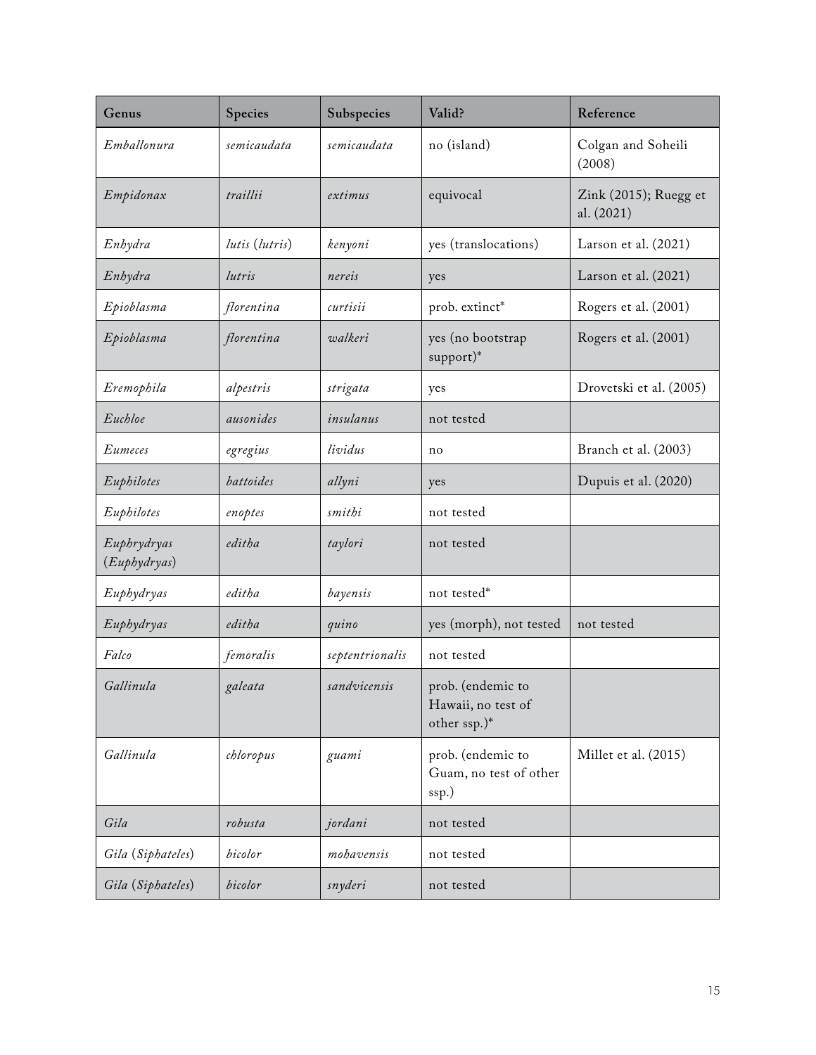| Genus | Species | Subspecies | Valid? | Reference |
|---|---|---|---|---|
| *Emballonura* | *semicaudata* | *semicaudata* | no (island) | Colgan and Soheili (2008) |
| *Empidonax* | *traillii* | *extimus* | equivocal | Zink (2015); Ruegg et al. (2021) |
| *Enhydra* | *lutis* (*lutris*) | *kenyoni* | yes (translocations) | Larson et al. (2021) |
| *Enhydra* | *lutris* | *nereis* | yes | Larson et al. (2021) |
| *Epioblasma* | *florentina* | *curtisii* | prob. extinct* | Rogers et al. (2001) |
| *Epioblasma* | *florentina* | *walkeri* | yes (no bootstrap support)* | Rogers et al. (2001) |
| *Eremophila* | *alpestris* | *strigata* | yes | Drovetski et al. (2005) |
| *Euchloe* | *ausonides* | *insulanus* | not tested | |
| *Eumeces* | *egregius* | *lividus* | no | Branch et al. (2003) |
| *Euphilotes* | *battoides* | *allyni* | yes | Dupuis et al. (2020) |
| *Euphilotes* | *enoptes* | *smithi* | not tested | |
| *Euphrydryas* (*Euphydryas*) | *editha* | *taylori* | not tested | |
| *Euphydryas* | *editha* | *bayensis* | not tested* | |
| *Euphydryas* | *editha* | *quino* | yes (morph), not tested | not tested |
| *Falco* | *femoralis* | *septentrionalis* | not tested | |
| *Gallinula* | *galeata* | *sandvicensis* | prob. (endemic to Hawaii, no test of other ssp.)* | |
| *Gallinula* | *chloropus* | *guami* | prob. (endemic to Guam, no test of other ssp.) | Millet et al. (2015) |
| *Gila* | *robusta* | *jordani* | not tested | |
| *Gila* (*Siphateles*) | *bicolor* | *mohavensis* | not tested | |
| *Gila* (*Siphateles*) | *bicolor* | *snyderi* | not tested | |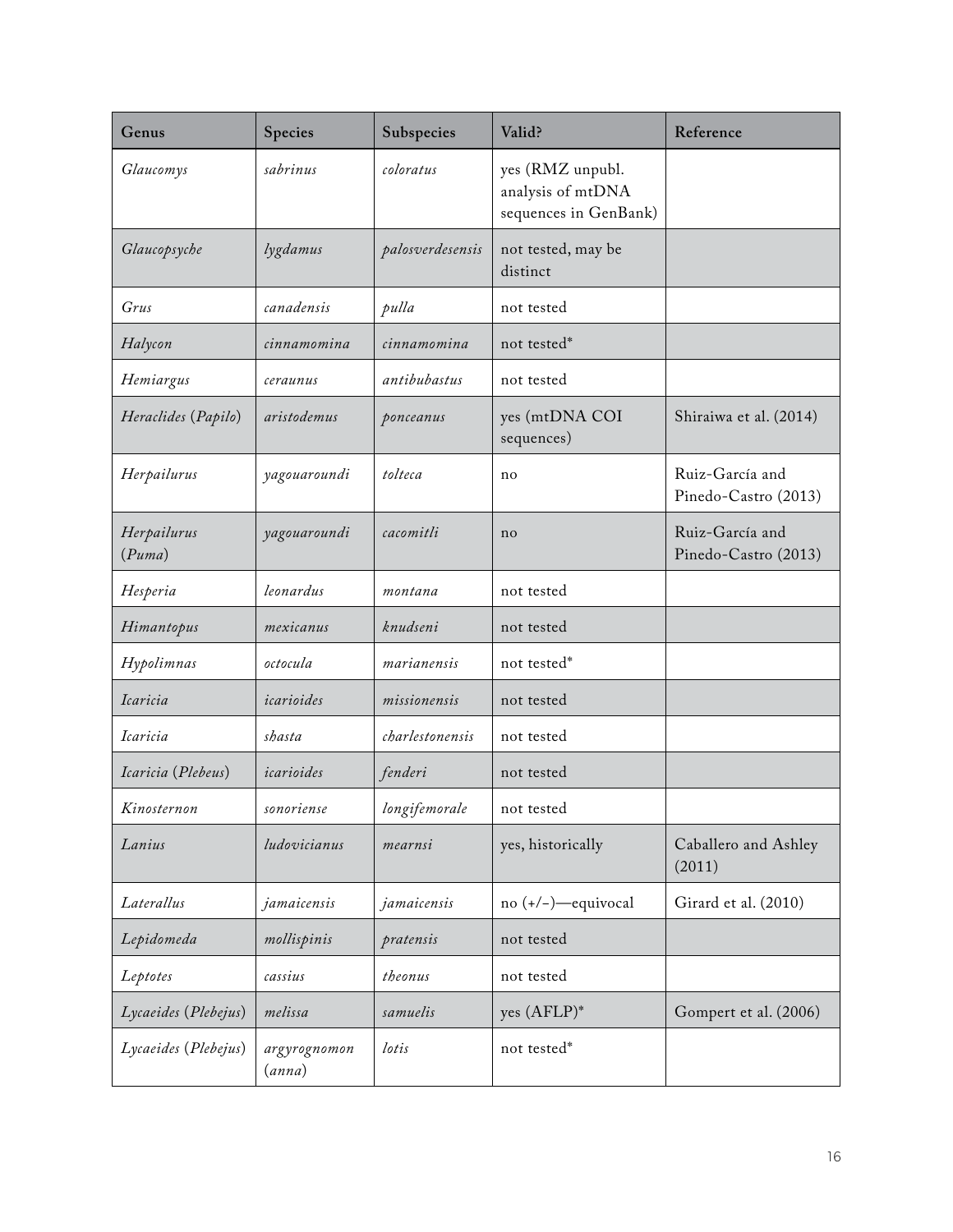| Genus | Species | Subspecies | Valid? | Reference |
|---|---|---|---|---|
| *Glaucomys* | *sabrinus* | *coloratus* | yes (RMZ unpubl. analysis of mtDNA sequences in GenBank) | |
| *Glaucopsyche* | *lygdamus* | *palosverdesensis* | not tested, may be distinct | |
| *Grus* | *canadensis* | *pulla* | not tested | |
| *Halycon* | *cinnamomina* | *cinnamomina* | not tested* | |
| *Hemiargus* | *ceraunus* | *antibubastus* | not tested | |
| *Heraclides* (*Papilo*) | *aristodemus* | *ponceanus* | yes (mtDNA COI sequences) | Shiraiwa et al. (2014) |
| *Herpailurus* | *yagouaroundi* | *tolteca* | no | Ruiz-García and Pinedo-Castro (2013) |
| *Herpailurus* (*Puma*) | *yagouaroundi* | *cacomitli* | no | Ruiz-García and Pinedo-Castro (2013) |
| *Hesperia* | *leonardus* | *montana* | not tested | |
| *Himantopus* | *mexicanus* | *knudseni* | not tested | |
| *Hypolimnas* | *octocula* | *marianensis* | not tested* | |
| *Icaricia* | *icarioides* | *missionensis* | not tested | |
| *Icaricia* | *shasta* | *charlestonensis* | not tested | |
| *Icaricia* (*Plebeus*) | *icarioides* | *fenderi* | not tested | |
| *Kinosternon* | *sonoriense* | *longifemorale* | not tested | |
| *Lanius* | *ludovicianus* | *mearnsi* | yes, historically | Caballero and Ashley (2011) |
| *Laterallus* | *jamaicensis* | *jamaicensis* | no (+/−)—equivocal | Girard et al. (2010) |
| *Lepidomeda* | *mollispinis* | *pratensis* | not tested | |
| *Leptotes* | *cassius* | *theonus* | not tested | |
| *Lycaeides* (*Plebejus*) | *melissa* | *samuelis* | yes (AFLP)* | Gompert et al. (2006) |
| *Lycaeides* (*Plebejus*) | *argyrognomon* (*anna*) | *lotis* | not tested* | |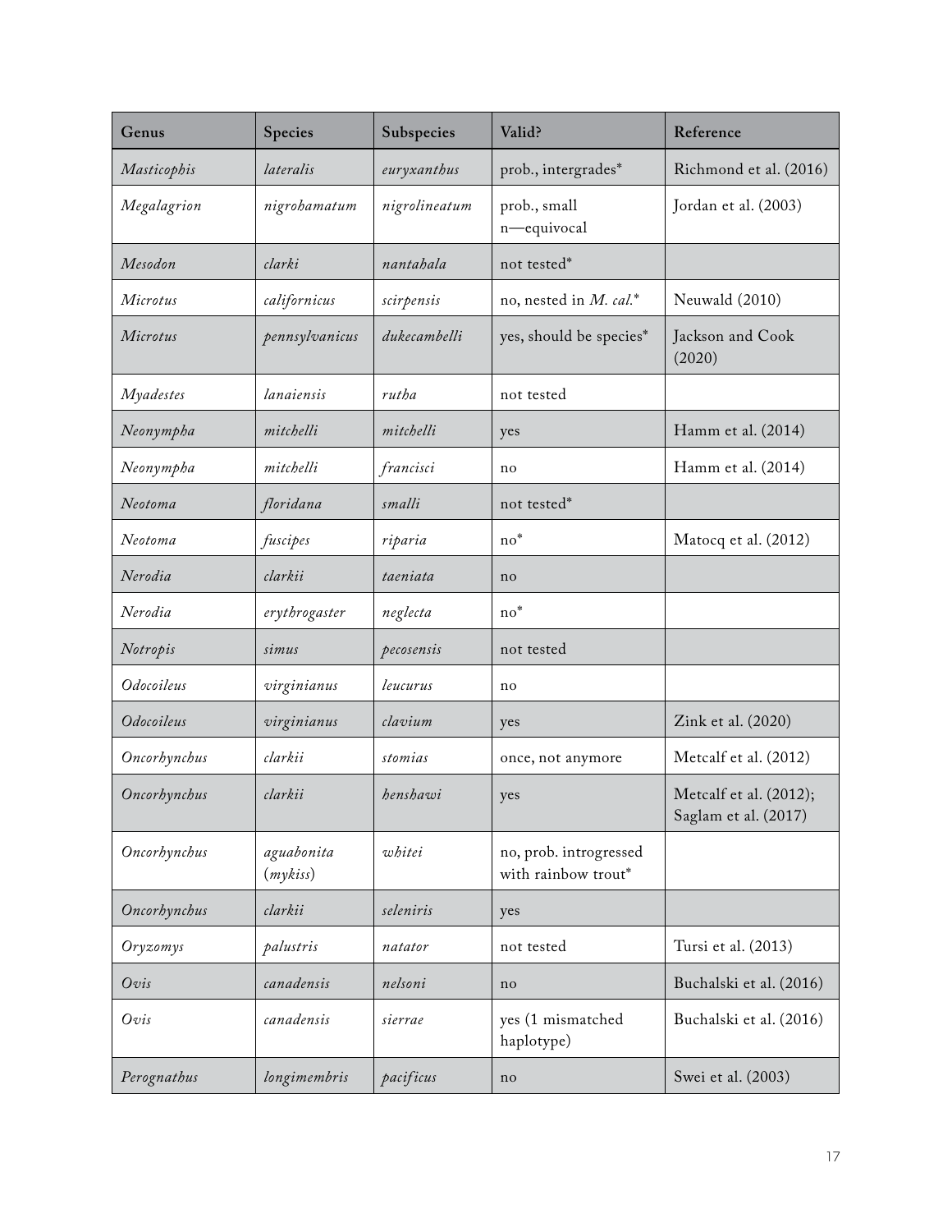| Genus | Species | Subspecies | Valid? | Reference |
| --- | --- | --- | --- | --- |
| *Masticophis* | *lateralis* | *euryxanthus* | prob., intergrades* | Richmond et al. (2016) |
| *Megalagrion* | *nigrohamatum* | *nigrolineatum* | prob., small n—equivocal | Jordan et al. (2003) |
| *Mesodon* | *clarki* | *nantahala* | not tested* | |
| *Microtus* | *californicus* | *scirpensis* | no, nested in *M. cal.** | Neuwald (2010) |
| *Microtus* | *pennsylvanicus* | *dukecambelli* | yes, should be species* | Jackson and Cook (2020) |
| *Myadestes* | *lanaiensis* | *rutha* | not tested | |
| *Neonympha* | *mitchelli* | *mitchelli* | yes | Hamm et al. (2014) |
| *Neonympha* | *mitchelli* | *francisci* | no | Hamm et al. (2014) |
| *Neotoma* | *floridana* | *smalli* | not tested* | |
| *Neotoma* | *fuscipes* | *riparia* | no* | Matocq et al. (2012) |
| *Nerodia* | *clarkii* | *taeniata* | no | |
| *Nerodia* | *erythrogaster* | *neglecta* | no* | |
| *Notropis* | *simus* | *pecosensis* | not tested | |
| *Odocoileus* | *virginianus* | *leucurus* | no | |
| *Odocoileus* | *virginianus* | *clavium* | yes | Zink et al. (2020) |
| *Oncorhynchus* | *clarkii* | *stomias* | once, not anymore | Metcalf et al. (2012) |
| *Oncorhynchus* | *clarkii* | *henshawi* | yes | Metcalf et al. (2012); Saglam et al. (2017) |
| *Oncorhynchus* | *aguabonita* (*mykiss*) | *whitei* | no, prob. introgressed with rainbow trout* | |
| *Oncorhynchus* | *clarkii* | *seleniris* | yes | |
| *Oryzomys* | *palustris* | *natator* | not tested | Tursi et al. (2013) |
| *Ovis* | *canadensis* | *nelsoni* | no | Buchalski et al. (2016) |
| *Ovis* | *canadensis* | *sierrae* | yes (1 mismatched haplotype) | Buchalski et al. (2016) |
| *Perognathus* | *longimembris* | *pacificus* | no | Swei et al. (2003) |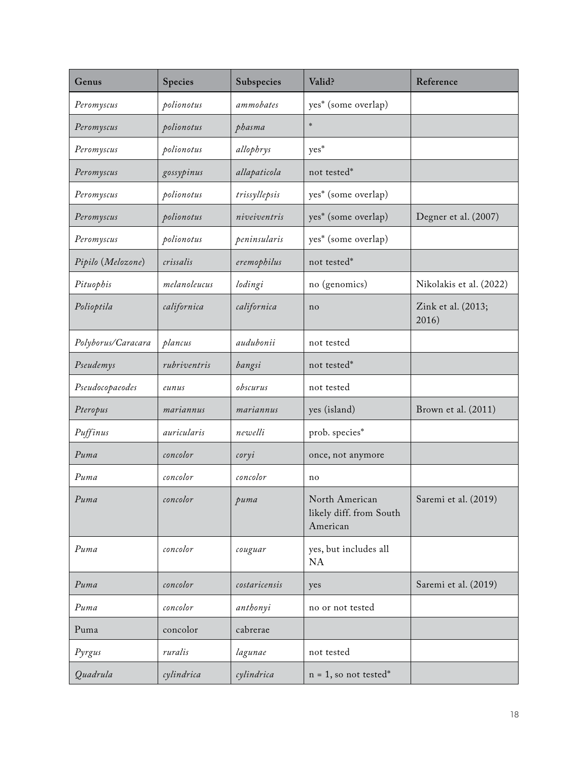| Genus | Species | Subspecies | Valid? | Reference |
|---|---|---|---|---|
| *Peromyscus* | *polionotus* | *ammobates* | yes* (some overlap) | |
| *Peromyscus* | *polionotus* | *phasma* | * | |
| *Peromyscus* | *polionotus* | *allophrys* | yes* | |
| *Peromyscus* | *gossypinus* | *allapaticola* | not tested* | |
| *Peromyscus* | *polionotus* | *trissyllepsis* | yes* (some overlap) | |
| *Peromyscus* | *polionotus* | *niveiventris* | yes* (some overlap) | Degner et al. (2007) |
| *Peromyscus* | *polionotus* | *peninsularis* | yes* (some overlap) | |
| *Pipilo* (*Melozone*) | *crissalis* | *eremophilus* | not tested* | |
| *Pituophis* | *melanoleucus* | *lodingi* | no (genomics) | Nikolakis et al. (2022) |
| *Polioptila* | *californica* | *californica* | no | Zink et al. (2013; 2016) |
| *Polyborus/Caracara* | *plancus* | *audubonii* | not tested | |
| *Pseudemys* | *rubriventris* | *bangsi* | not tested* | |
| *Pseudocopaeodes* | *eunus* | *obscurus* | not tested | |
| *Pteropus* | *mariannus* | *mariannus* | yes (island) | Brown et al. (2011) |
| *Puffinus* | *auricularis* | *newelli* | prob. species* | |
| *Puma* | *concolor* | *coryi* | once, not anymore | |
| *Puma* | *concolor* | *concolor* | no | |
| *Puma* | *concolor* | *puma* | North American likely diff. from South American | Saremi et al. (2019) |
| *Puma* | *concolor* | *couguar* | yes, but includes all NA | |
| *Puma* | *concolor* | *costaricensis* | yes | Saremi et al. (2019) |
| *Puma* | *concolor* | *anthonyi* | no or not tested | |
| Puma | concolor | cabrerae | | |
| *Pyrgus* | *ruralis* | *lagunae* | not tested | |
| *Quadrula* | *cylindrica* | *cylindrica* | n = 1, so not tested* | |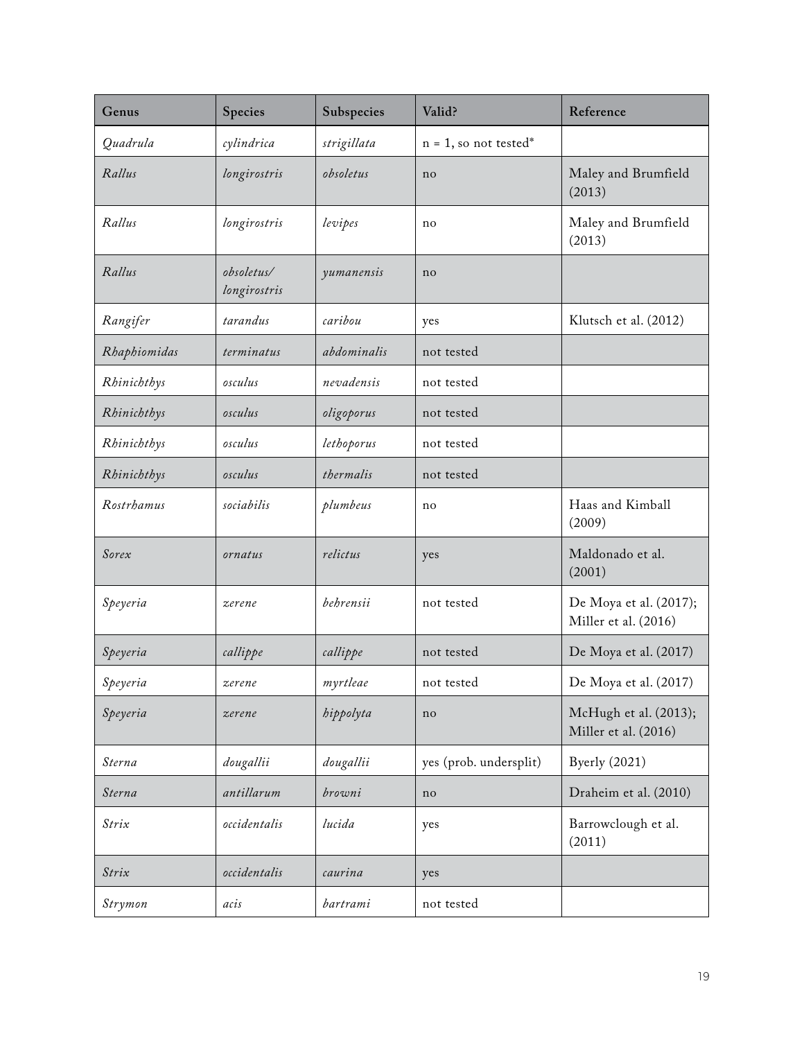| Genus | Species | Subspecies | Valid? | Reference |
|---|---|---|---|---|
| *Quadrula* | *cylindrica* | *strigillata* | n = 1, so not tested* | |
| *Rallus* | *longirostris* | *obsoletus* | no | Maley and Brumfield (2013) |
| *Rallus* | *longirostris* | *levipes* | no | Maley and Brumfield (2013) |
| *Rallus* | *obsoletus/ longirostris* | *yumanensis* | no | |
| *Rangifer* | *tarandus* | *caribou* | yes | Klutsch et al. (2012) |
| *Rhaphiomidas* | *terminatus* | *abdominalis* | not tested | |
| *Rhinichthys* | *osculus* | *nevadensis* | not tested | |
| *Rhinichthys* | *osculus* | *oligoporus* | not tested | |
| *Rhinichthys* | *osculus* | *lethoporus* | not tested | |
| *Rhinichthys* | *osculus* | *thermalis* | not tested | |
| *Rostrhamus* | *sociabilis* | *plumbeus* | no | Haas and Kimball (2009) |
| *Sorex* | *ornatus* | *relictus* | yes | Maldonado et al. (2001) |
| *Speyeria* | *zerene* | *behrensii* | not tested | De Moya et al. (2017); Miller et al. (2016) |
| *Speyeria* | *callippe* | *callippe* | not tested | De Moya et al. (2017) |
| *Speyeria* | *zerene* | *myrtleae* | not tested | De Moya et al. (2017) |
| *Speyeria* | *zerene* | *hippolyta* | no | McHugh et al. (2013); Miller et al. (2016) |
| *Sterna* | *dougallii* | *dougallii* | yes (prob. undersplit) | Byerly (2021) |
| *Sterna* | *antillarum* | *browni* | no | Draheim et al. (2010) |
| *Strix* | *occidentalis* | *lucida* | yes | Barrowclough et al. (2011) |
| *Strix* | *occidentalis* | *caurina* | yes | |
| *Strymon* | *acis* | *bartrami* | not tested | |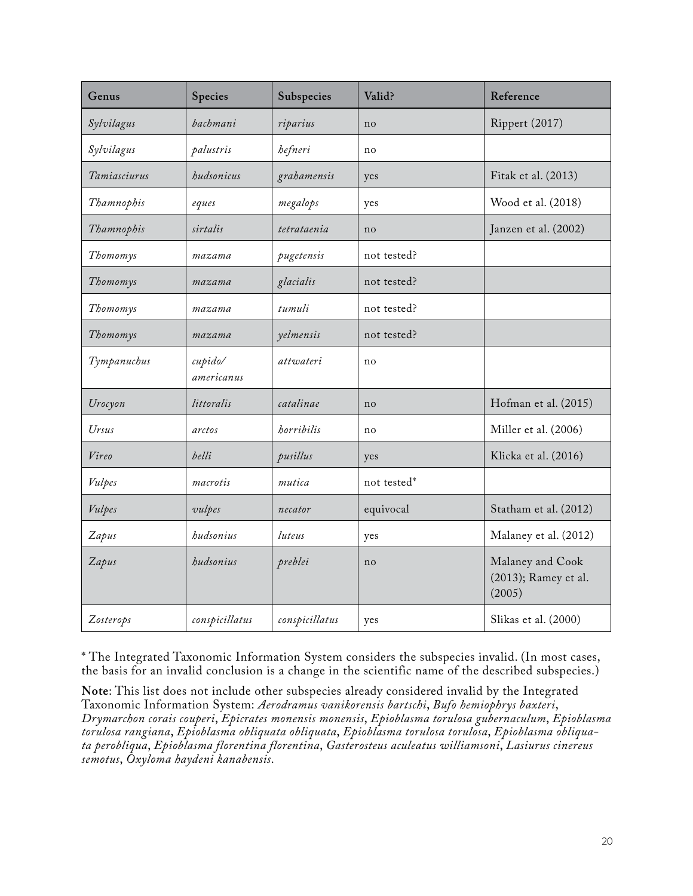| Genus | Species | Subspecies | Valid? | Reference |
| --- | --- | --- | --- | --- |
| *Sylvilagus* | *bachmani* | *riparius* | no | Rippert (2017) |
| *Sylvilagus* | *palustris* | *hefneri* | no | |
| *Tamiasciurus* | *hudsonicus* | *grahamensis* | yes | Fitak et al. (2013) |
| *Thamnophis* | *eques* | *megalops* | yes | Wood et al. (2018) |
| *Thamnophis* | *sirtalis* | *tetrataenia* | no | Janzen et al. (2002) |
| *Thomomys* | *mazama* | *pugetensis* | not tested? | |
| *Thomomys* | *mazama* | *glacialis* | not tested? | |
| *Thomomys* | *mazama* | *tumuli* | not tested? | |
| *Thomomys* | *mazama* | *yelmensis* | not tested? | |
| *Tympanuchus* | *cupido/ americanus* | *attwateri* | no | |
| *Urocyon* | *littoralis* | *catalinae* | no | Hofman et al. (2015) |
| *Ursus* | *arctos* | *horribilis* | no | Miller et al. (2006) |
| *Vireo* | *belli* | *pusillus* | yes | Klicka et al. (2016) |
| *Vulpes* | *macrotis* | *mutica* | not tested* | |
| *Vulpes* | *vulpes* | *necator* | equivocal | Statham et al. (2012) |
| *Zapus* | *hudsonius* | *luteus* | yes | Malaney et al. (2012) |
| *Zapus* | *hudsonius* | *preblei* | no | Malaney and Cook (2013); Ramey et al. (2005) |
| *Zosterops* | *conspicillatus* | *conspicillatus* | yes | Slikas et al. (2000) |

* The Integrated Taxonomic Information System considers the subspecies invalid. (In most cases, the basis for an invalid conclusion is a change in the scientific name of the described subspecies.)

**Note**: This list does not include other subspecies already considered invalid by the Integrated Taxonomic Information System: *Aerodramus vanikorensis bartschi*, *Bufo hemiophrys baxteri*, *Drymarchon corais couperi*, *Epicrates monensis monensis*, *Epioblasma torulosa gubernaculum*, *Epioblasma torulosa rangiana*, *Epioblasma obliquata obliquata*, *Epioblasma torulosa torulosa*, *Epioblasma obliquata perobliqua*, *Epioblasma florentina florentina*, *Gasterosteus aculeatus williamsoni*, *Lasiurus cinereus semotus*, *Oxyloma haydeni kanabensis*.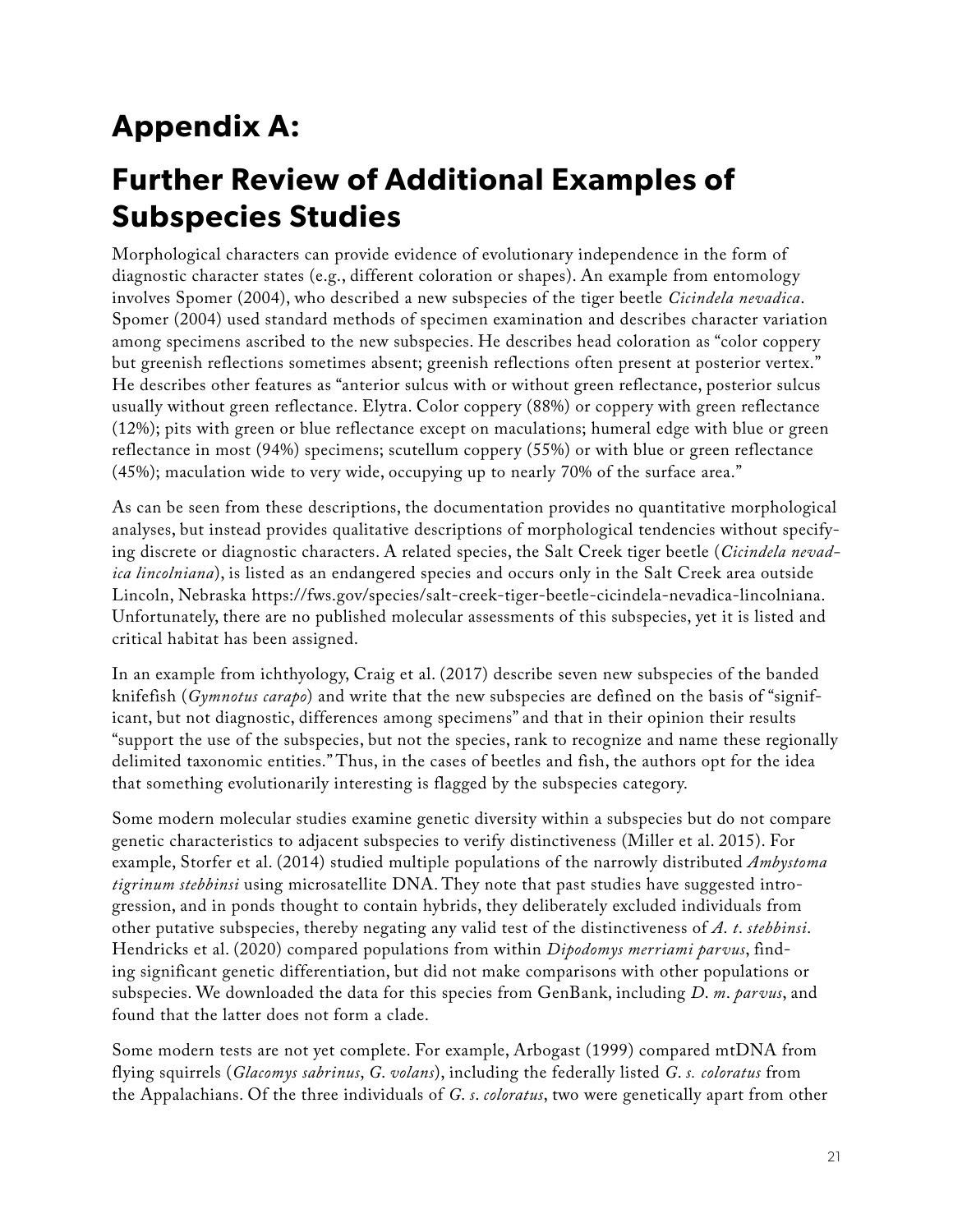# Appendix A:

# Further Review of Additional Examples of Subspecies Studies

Morphological characters can provide evidence of evolutionary independence in the form of diagnostic character states (e.g., different coloration or shapes). An example from entomology involves Spomer (2004), who described a new subspecies of the tiger beetle *Cicindela nevadica*. Spomer (2004) used standard methods of specimen examination and describes character variation among specimens ascribed to the new subspecies. He describes head coloration as "color coppery but greenish reflections sometimes absent; greenish reflections often present at posterior vertex." He describes other features as "anterior sulcus with or without green reflectance, posterior sulcus usually without green reflectance. Elytra. Color coppery (88%) or coppery with green reflectance (12%); pits with green or blue reflectance except on maculations; humeral edge with blue or green reflectance in most (94%) specimens; scutellum coppery (55%) or with blue or green reflectance (45%); maculation wide to very wide, occupying up to nearly 70% of the surface area."

As can be seen from these descriptions, the documentation provides no quantitative morphological analyses, but instead provides qualitative descriptions of morphological tendencies without specifying discrete or diagnostic characters. A related species, the Salt Creek tiger beetle (*Cicindela nevadica lincolniana*), is listed as an endangered species and occurs only in the Salt Creek area outside Lincoln, Nebraska https://fws.gov/species/salt-creek-tiger-beetle-cicindela-nevadica-lincolniana. Unfortunately, there are no published molecular assessments of this subspecies, yet it is listed and critical habitat has been assigned.

In an example from ichthyology, Craig et al. (2017) describe seven new subspecies of the banded knifefish (*Gymnotus carapo*) and write that the new subspecies are defined on the basis of "significant, but not diagnostic, differences among specimens" and that in their opinion their results "support the use of the subspecies, but not the species, rank to recognize and name these regionally delimited taxonomic entities." Thus, in the cases of beetles and fish, the authors opt for the idea that something evolutionarily interesting is flagged by the subspecies category.

Some modern molecular studies examine genetic diversity within a subspecies but do not compare genetic characteristics to adjacent subspecies to verify distinctiveness (Miller et al. 2015). For example, Storfer et al. (2014) studied multiple populations of the narrowly distributed *Ambystoma tigrinum stebbinsi* using microsatellite DNA. They note that past studies have suggested introgression, and in ponds thought to contain hybrids, they deliberately excluded individuals from other putative subspecies, thereby negating any valid test of the distinctiveness of *A. t. stebbinsi*. Hendricks et al. (2020) compared populations from within *Dipodomys merriami parvus*, finding significant genetic differentiation, but did not make comparisons with other populations or subspecies. We downloaded the data for this species from GenBank, including *D. m. parvus*, and found that the latter does not form a clade.

Some modern tests are not yet complete. For example, Arbogast (1999) compared mtDNA from flying squirrels (*Glacomys sabrinus*, *G. volans*), including the federally listed *G. s. coloratus* from the Appalachians. Of the three individuals of *G. s. coloratus*, two were genetically apart from other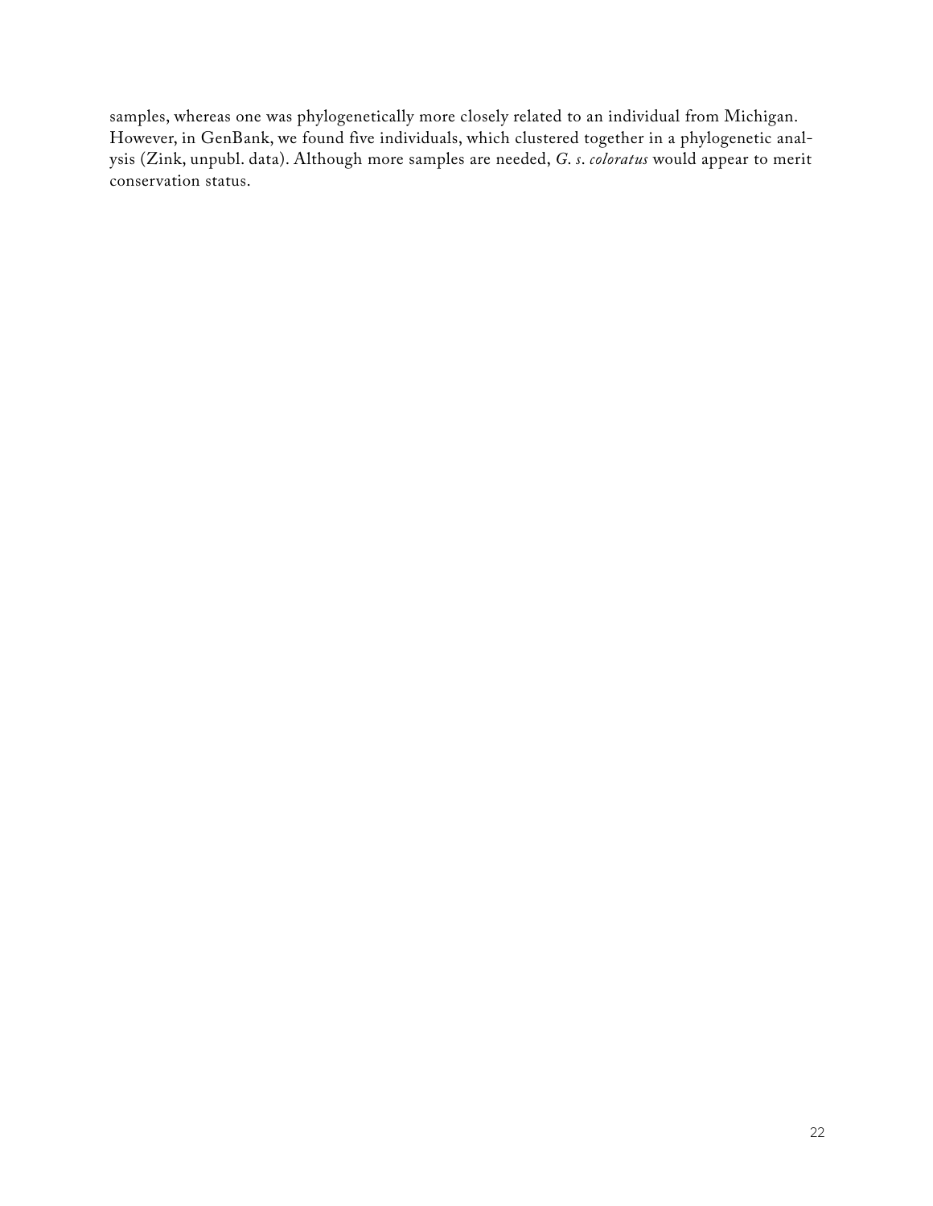samples, whereas one was phylogenetically more closely related to an individual from Michigan. However, in GenBank, we found five individuals, which clustered together in a phylogenetic analysis (Zink, unpubl. data). Although more samples are needed, *G. s. coloratus* would appear to merit conservation status.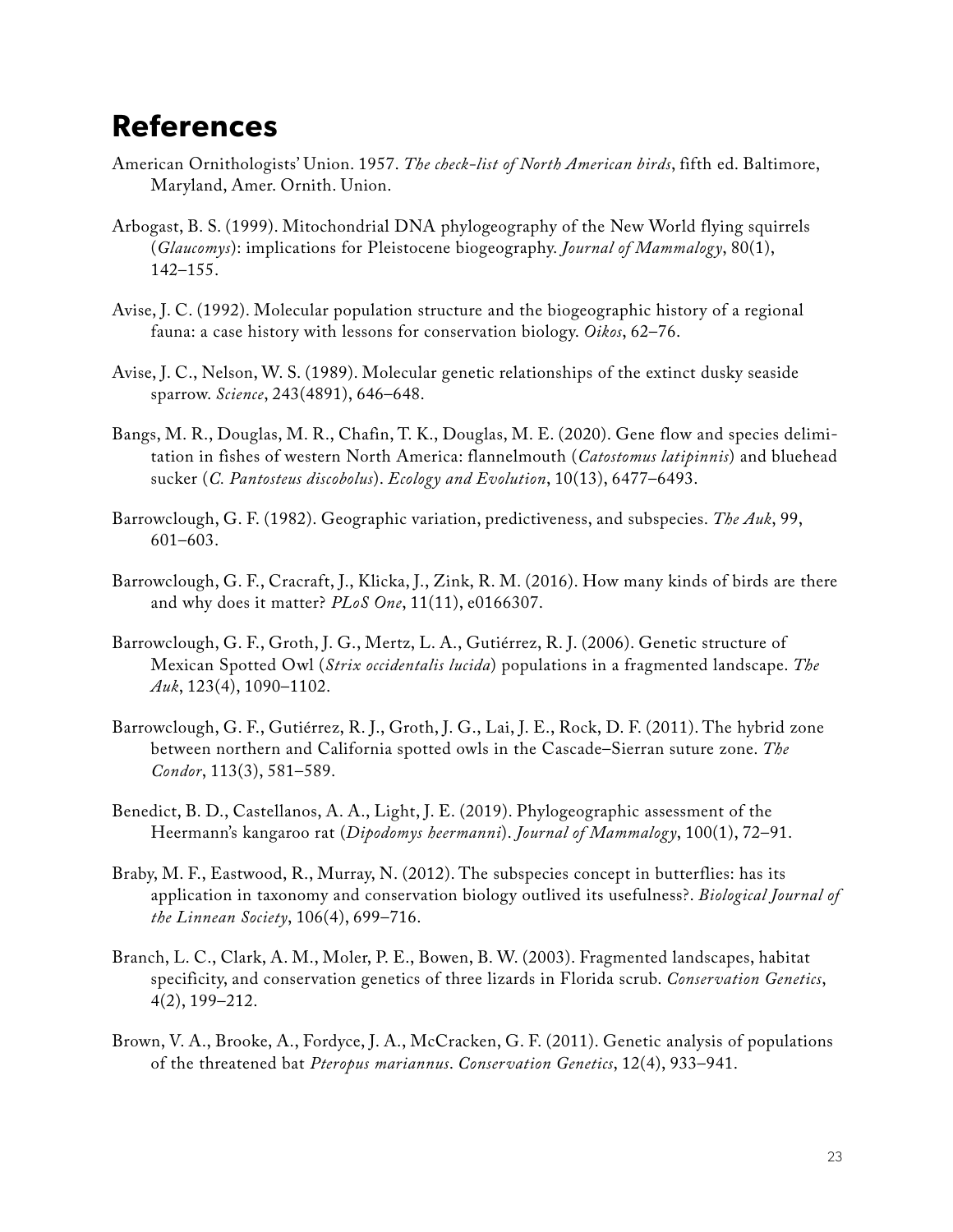# References

American Ornithologists' Union. 1957. *The check-list of North American birds*, fifth ed. Baltimore, Maryland, Amer. Ornith. Union.

Arbogast, B. S. (1999). Mitochondrial DNA phylogeography of the New World flying squirrels (*Glaucomys*): implications for Pleistocene biogeography. *Journal of Mammalogy*, 80(1), 142–155.

Avise, J. C. (1992). Molecular population structure and the biogeographic history of a regional fauna: a case history with lessons for conservation biology. *Oikos*, 62–76.

Avise, J. C., Nelson, W. S. (1989). Molecular genetic relationships of the extinct dusky seaside sparrow. *Science*, 243(4891), 646–648.

Bangs, M. R., Douglas, M. R., Chafin, T. K., Douglas, M. E. (2020). Gene flow and species delimitation in fishes of western North America: flannelmouth (*Catostomus latipinnis*) and bluehead sucker (*C. Pantosteus discobolus*). *Ecology and Evolution*, 10(13), 6477–6493.

Barrowclough, G. F. (1982). Geographic variation, predictiveness, and subspecies. *The Auk*, 99, 601–603.

Barrowclough, G. F., Cracraft, J., Klicka, J., Zink, R. M. (2016). How many kinds of birds are there and why does it matter? *PLoS One*, 11(11), e0166307.

Barrowclough, G. F., Groth, J. G., Mertz, L. A., Gutiérrez, R. J. (2006). Genetic structure of Mexican Spotted Owl (*Strix occidentalis lucida*) populations in a fragmented landscape. *The Auk*, 123(4), 1090–1102.

Barrowclough, G. F., Gutiérrez, R. J., Groth, J. G., Lai, J. E., Rock, D. F. (2011). The hybrid zone between northern and California spotted owls in the Cascade–Sierran suture zone. *The Condor*, 113(3), 581–589.

Benedict, B. D., Castellanos, A. A., Light, J. E. (2019). Phylogeographic assessment of the Heermann's kangaroo rat (*Dipodomys heermanni*). *Journal of Mammalogy*, 100(1), 72–91.

Braby, M. F., Eastwood, R., Murray, N. (2012). The subspecies concept in butterflies: has its application in taxonomy and conservation biology outlived its usefulness?. *Biological Journal of the Linnean Society*, 106(4), 699–716.

Branch, L. C., Clark, A. M., Moler, P. E., Bowen, B. W. (2003). Fragmented landscapes, habitat specificity, and conservation genetics of three lizards in Florida scrub. *Conservation Genetics*, 4(2), 199–212.

Brown, V. A., Brooke, A., Fordyce, J. A., McCracken, G. F. (2011). Genetic analysis of populations of the threatened bat *Pteropus mariannus*. *Conservation Genetics*, 12(4), 933–941.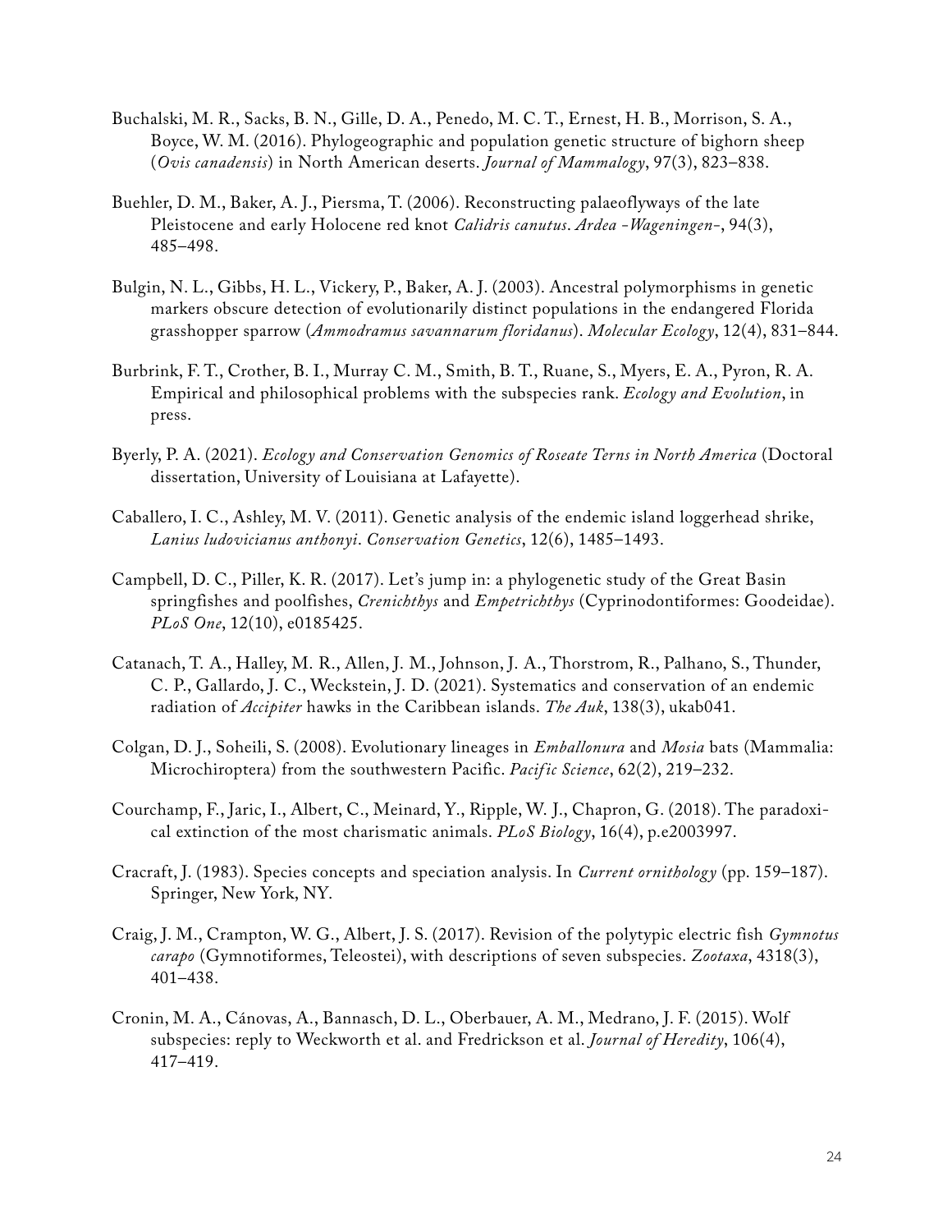Buchalski, M. R., Sacks, B. N., Gille, D. A., Penedo, M. C. T., Ernest, H. B., Morrison, S. A., Boyce, W. M. (2016). Phylogeographic and population genetic structure of bighorn sheep (*Ovis canadensis*) in North American deserts. *Journal of Mammalogy*, 97(3), 823–838.

Buehler, D. M., Baker, A. J., Piersma, T. (2006). Reconstructing palaeoflyways of the late Pleistocene and early Holocene red knot *Calidris canutus*. *Ardea -Wageningen-*, 94(3), 485–498.

Bulgin, N. L., Gibbs, H. L., Vickery, P., Baker, A. J. (2003). Ancestral polymorphisms in genetic markers obscure detection of evolutionarily distinct populations in the endangered Florida grasshopper sparrow (*Ammodramus savannarum floridanus*). *Molecular Ecology*, 12(4), 831–844.

Burbrink, F. T., Crother, B. I., Murray C. M., Smith, B. T., Ruane, S., Myers, E. A., Pyron, R. A. Empirical and philosophical problems with the subspecies rank. *Ecology and Evolution*, in press.

Byerly, P. A. (2021). *Ecology and Conservation Genomics of Roseate Terns in North America* (Doctoral dissertation, University of Louisiana at Lafayette).

Caballero, I. C., Ashley, M. V. (2011). Genetic analysis of the endemic island loggerhead shrike, *Lanius ludovicianus anthonyi*. *Conservation Genetics*, 12(6), 1485–1493.

Campbell, D. C., Piller, K. R. (2017). Let's jump in: a phylogenetic study of the Great Basin springfishes and poolfishes, *Crenichthys* and *Empetrichthys* (Cyprinodontiformes: Goodeidae). *PLoS One*, 12(10), e0185425.

Catanach, T. A., Halley, M. R., Allen, J. M., Johnson, J. A., Thorstrom, R., Palhano, S., Thunder, C. P., Gallardo, J. C., Weckstein, J. D. (2021). Systematics and conservation of an endemic radiation of *Accipiter* hawks in the Caribbean islands. *The Auk*, 138(3), ukab041.

Colgan, D. J., Soheili, S. (2008). Evolutionary lineages in *Emballonura* and *Mosia* bats (Mammalia: Microchiroptera) from the southwestern Pacific. *Pacific Science*, 62(2), 219–232.

Courchamp, F., Jaric, I., Albert, C., Meinard, Y., Ripple, W. J., Chapron, G. (2018). The paradoxical extinction of the most charismatic animals. *PLoS Biology*, 16(4), p.e2003997.

Cracraft, J. (1983). Species concepts and speciation analysis. In *Current ornithology* (pp. 159–187). Springer, New York, NY.

Craig, J. M., Crampton, W. G., Albert, J. S. (2017). Revision of the polytypic electric fish *Gymnotus carapo* (Gymnotiformes, Teleostei), with descriptions of seven subspecies. *Zootaxa*, 4318(3), 401–438.

Cronin, M. A., Cánovas, A., Bannasch, D. L., Oberbauer, A. M., Medrano, J. F. (2015). Wolf subspecies: reply to Weckworth et al. and Fredrickson et al. *Journal of Heredity*, 106(4), 417–419.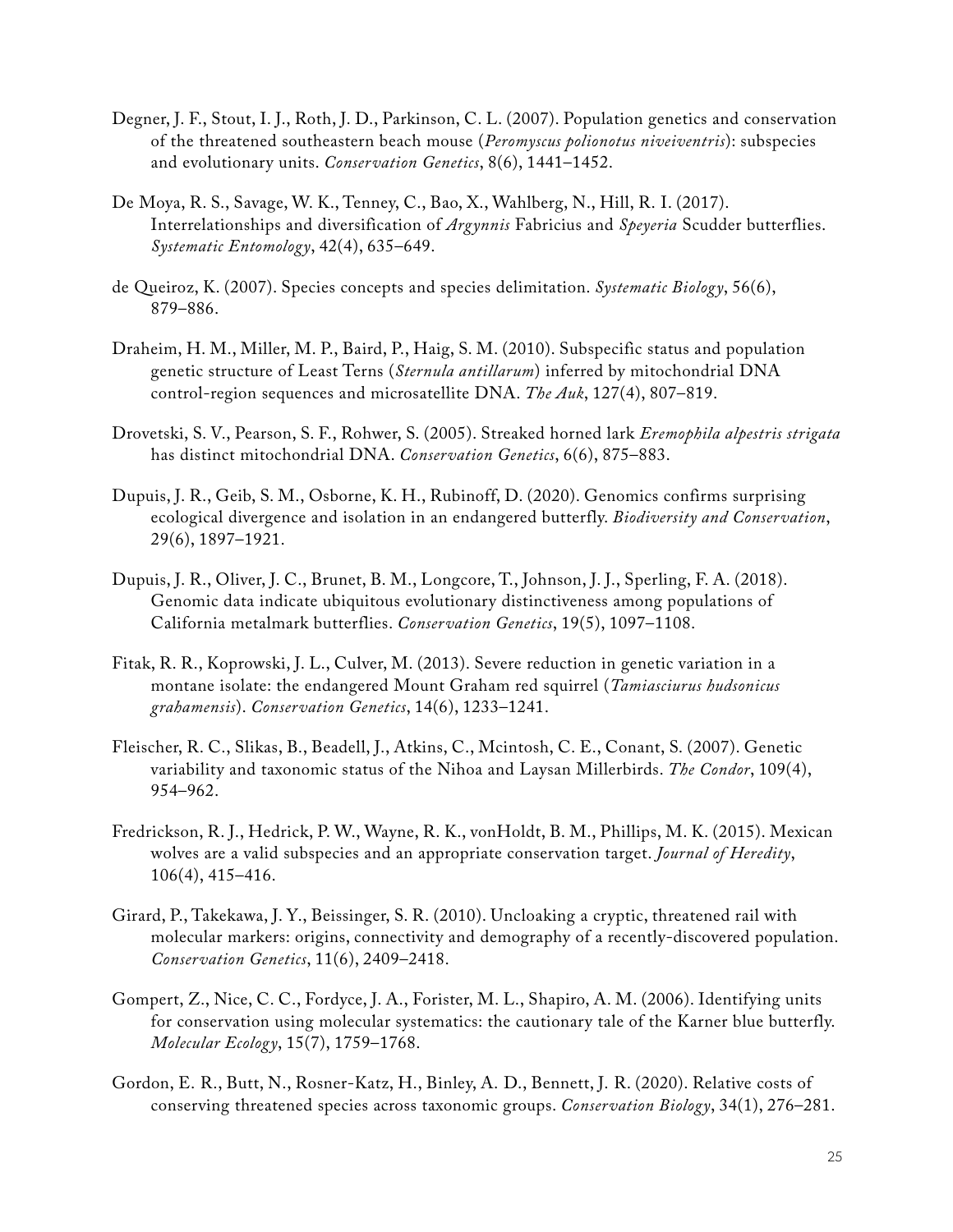Degner, J. F., Stout, I. J., Roth, J. D., Parkinson, C. L. (2007). Population genetics and conservation of the threatened southeastern beach mouse (*Peromyscus polionotus niveiventris*): subspecies and evolutionary units. *Conservation Genetics*, 8(6), 1441–1452.

De Moya, R. S., Savage, W. K., Tenney, C., Bao, X., Wahlberg, N., Hill, R. I. (2017). Interrelationships and diversification of *Argynnis* Fabricius and *Speyeria* Scudder butterflies. *Systematic Entomology*, 42(4), 635–649.

de Queiroz, K. (2007). Species concepts and species delimitation. *Systematic Biology*, 56(6), 879–886.

Draheim, H. M., Miller, M. P., Baird, P., Haig, S. M. (2010). Subspecific status and population genetic structure of Least Terns (*Sternula antillarum*) inferred by mitochondrial DNA control-region sequences and microsatellite DNA. *The Auk*, 127(4), 807–819.

Drovetski, S. V., Pearson, S. F., Rohwer, S. (2005). Streaked horned lark *Eremophila alpestris strigata* has distinct mitochondrial DNA. *Conservation Genetics*, 6(6), 875–883.

Dupuis, J. R., Geib, S. M., Osborne, K. H., Rubinoff, D. (2020). Genomics confirms surprising ecological divergence and isolation in an endangered butterfly. *Biodiversity and Conservation*, 29(6), 1897–1921.

Dupuis, J. R., Oliver, J. C., Brunet, B. M., Longcore, T., Johnson, J. J., Sperling, F. A. (2018). Genomic data indicate ubiquitous evolutionary distinctiveness among populations of California metalmark butterflies. *Conservation Genetics*, 19(5), 1097–1108.

Fitak, R. R., Koprowski, J. L., Culver, M. (2013). Severe reduction in genetic variation in a montane isolate: the endangered Mount Graham red squirrel (*Tamiasciurus hudsonicus grahamensis*). *Conservation Genetics*, 14(6), 1233–1241.

Fleischer, R. C., Slikas, B., Beadell, J., Atkins, C., Mcintosh, C. E., Conant, S. (2007). Genetic variability and taxonomic status of the Nihoa and Laysan Millerbirds. *The Condor*, 109(4), 954–962.

Fredrickson, R. J., Hedrick, P. W., Wayne, R. K., vonHoldt, B. M., Phillips, M. K. (2015). Mexican wolves are a valid subspecies and an appropriate conservation target. *Journal of Heredity*, 106(4), 415–416.

Girard, P., Takekawa, J. Y., Beissinger, S. R. (2010). Uncloaking a cryptic, threatened rail with molecular markers: origins, connectivity and demography of a recently-discovered population. *Conservation Genetics*, 11(6), 2409–2418.

Gompert, Z., Nice, C. C., Fordyce, J. A., Forister, M. L., Shapiro, A. M. (2006). Identifying units for conservation using molecular systematics: the cautionary tale of the Karner blue butterfly. *Molecular Ecology*, 15(7), 1759–1768.

Gordon, E. R., Butt, N., Rosner-Katz, H., Binley, A. D., Bennett, J. R. (2020). Relative costs of conserving threatened species across taxonomic groups. *Conservation Biology*, 34(1), 276–281.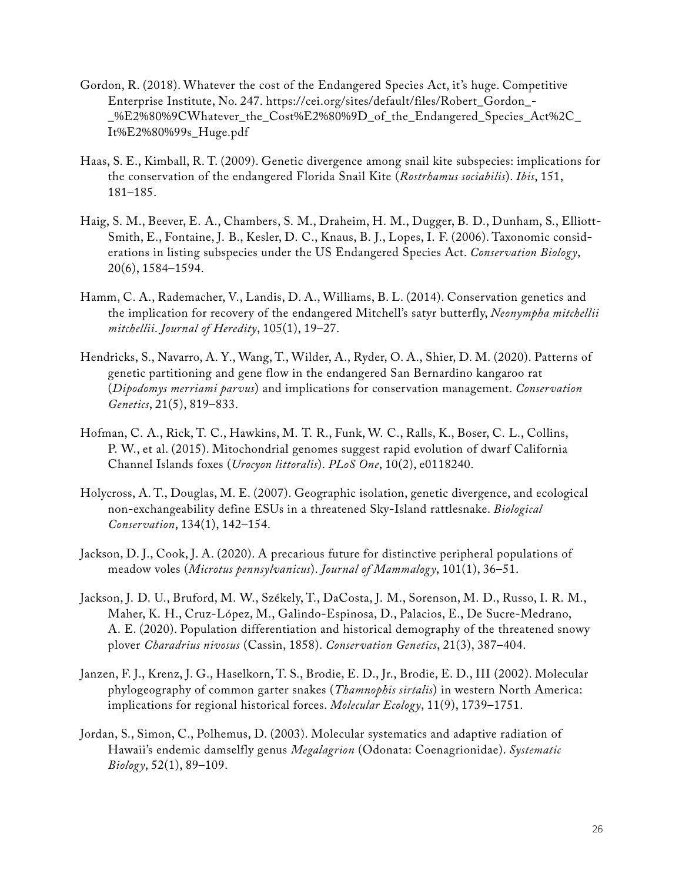Gordon, R. (2018). Whatever the cost of the Endangered Species Act, it's huge. Competitive Enterprise Institute, No. 247. https://cei.org/sites/default/files/Robert_Gordon_-_%E2%80%9CWhatever_the_Cost%E2%80%9D_of_the_Endangered_Species_Act%2C_It%E2%80%99s_Huge.pdf

Haas, S. E., Kimball, R. T. (2009). Genetic divergence among snail kite subspecies: implications for the conservation of the endangered Florida Snail Kite (*Rostrhamus sociabilis*). *Ibis*, 151, 181–185.

Haig, S. M., Beever, E. A., Chambers, S. M., Draheim, H. M., Dugger, B. D., Dunham, S., Elliott-Smith, E., Fontaine, J. B., Kesler, D. C., Knaus, B. J., Lopes, I. F. (2006). Taxonomic considerations in listing subspecies under the US Endangered Species Act. *Conservation Biology*, 20(6), 1584–1594.

Hamm, C. A., Rademacher, V., Landis, D. A., Williams, B. L. (2014). Conservation genetics and the implication for recovery of the endangered Mitchell's satyr butterfly, *Neonympha mitchellii mitchellii*. *Journal of Heredity*, 105(1), 19–27.

Hendricks, S., Navarro, A. Y., Wang, T., Wilder, A., Ryder, O. A., Shier, D. M. (2020). Patterns of genetic partitioning and gene flow in the endangered San Bernardino kangaroo rat (*Dipodomys merriami parvus*) and implications for conservation management. *Conservation Genetics*, 21(5), 819–833.

Hofman, C. A., Rick, T. C., Hawkins, M. T. R., Funk, W. C., Ralls, K., Boser, C. L., Collins, P. W., et al. (2015). Mitochondrial genomes suggest rapid evolution of dwarf California Channel Islands foxes (*Urocyon littoralis*). *PLoS One*, 10(2), e0118240.

Holycross, A. T., Douglas, M. E. (2007). Geographic isolation, genetic divergence, and ecological non-exchangeability define ESUs in a threatened Sky-Island rattlesnake. *Biological Conservation*, 134(1), 142–154.

Jackson, D. J., Cook, J. A. (2020). A precarious future for distinctive peripheral populations of meadow voles (*Microtus pennsylvanicus*). *Journal of Mammalogy*, 101(1), 36–51.

Jackson, J. D. U., Bruford, M. W., Székely, T., DaCosta, J. M., Sorenson, M. D., Russo, I. R. M., Maher, K. H., Cruz-López, M., Galindo-Espinosa, D., Palacios, E., De Sucre-Medrano, A. E. (2020). Population differentiation and historical demography of the threatened snowy plover *Charadrius nivosus* (Cassin, 1858). *Conservation Genetics*, 21(3), 387–404.

Janzen, F. J., Krenz, J. G., Haselkorn, T. S., Brodie, E. D., Jr., Brodie, E. D., III (2002). Molecular phylogeography of common garter snakes (*Thamnophis sirtalis*) in western North America: implications for regional historical forces. *Molecular Ecology*, 11(9), 1739–1751.

Jordan, S., Simon, C., Polhemus, D. (2003). Molecular systematics and adaptive radiation of Hawaii's endemic damselfly genus *Megalagrion* (Odonata: Coenagrionidae). *Systematic Biology*, 52(1), 89–109.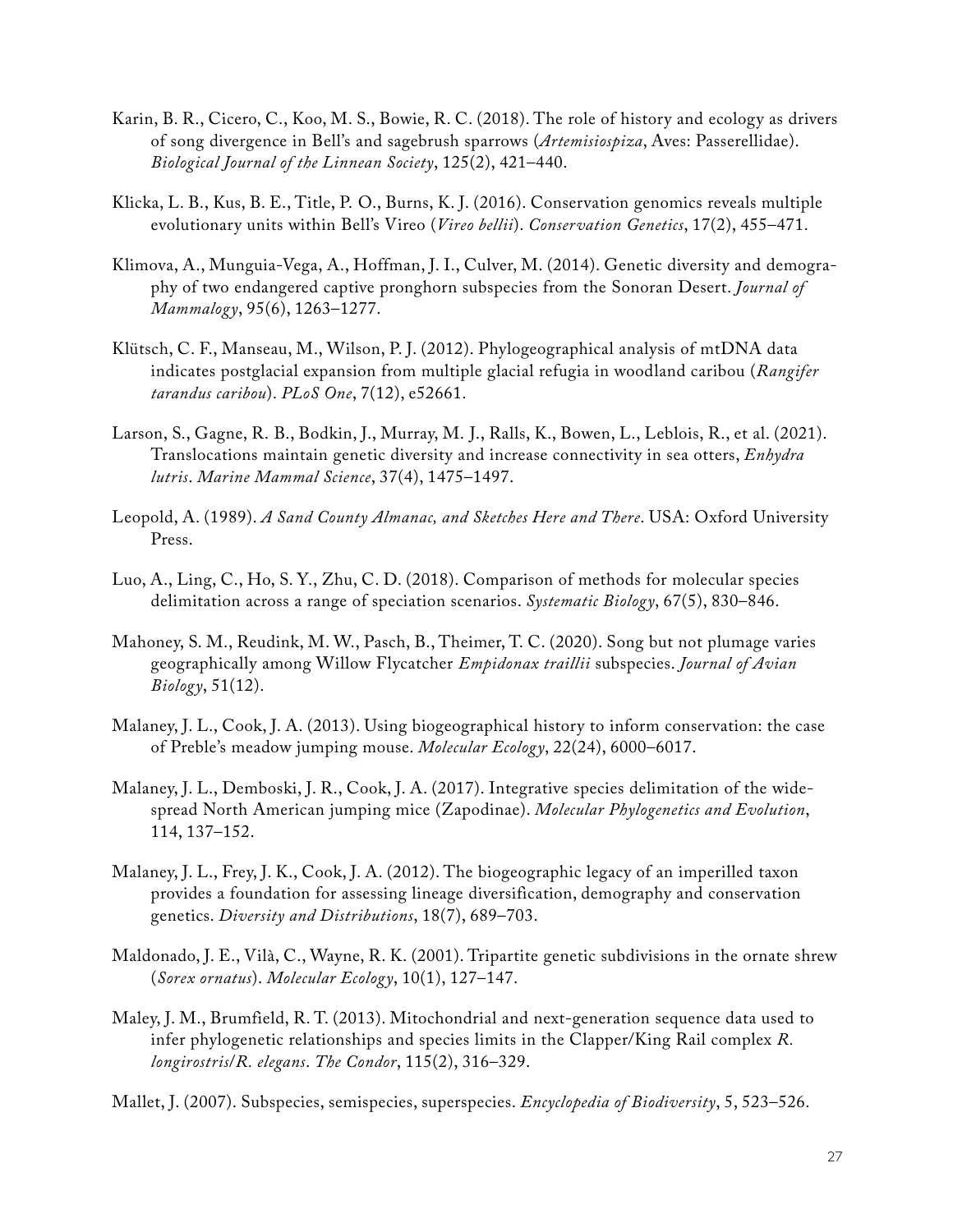Karin, B. R., Cicero, C., Koo, M. S., Bowie, R. C. (2018). The role of history and ecology as drivers of song divergence in Bell's and sagebrush sparrows (*Artemisiospiza*, Aves: Passerellidae). *Biological Journal of the Linnean Society*, 125(2), 421–440.

Klicka, L. B., Kus, B. E., Title, P. O., Burns, K. J. (2016). Conservation genomics reveals multiple evolutionary units within Bell's Vireo (*Vireo bellii*). *Conservation Genetics*, 17(2), 455–471.

Klimova, A., Munguia-Vega, A., Hoffman, J. I., Culver, M. (2014). Genetic diversity and demography of two endangered captive pronghorn subspecies from the Sonoran Desert. *Journal of Mammalogy*, 95(6), 1263–1277.

Klütsch, C. F., Manseau, M., Wilson, P. J. (2012). Phylogeographical analysis of mtDNA data indicates postglacial expansion from multiple glacial refugia in woodland caribou (*Rangifer tarandus caribou*). *PLoS One*, 7(12), e52661.

Larson, S., Gagne, R. B., Bodkin, J., Murray, M. J., Ralls, K., Bowen, L., Leblois, R., et al. (2021). Translocations maintain genetic diversity and increase connectivity in sea otters, *Enhydra lutris*. *Marine Mammal Science*, 37(4), 1475–1497.

Leopold, A. (1989). *A Sand County Almanac, and Sketches Here and There*. USA: Oxford University Press.

Luo, A., Ling, C., Ho, S. Y., Zhu, C. D. (2018). Comparison of methods for molecular species delimitation across a range of speciation scenarios. *Systematic Biology*, 67(5), 830–846.

Mahoney, S. M., Reudink, M. W., Pasch, B., Theimer, T. C. (2020). Song but not plumage varies geographically among Willow Flycatcher *Empidonax traillii* subspecies. *Journal of Avian Biology*, 51(12).

Malaney, J. L., Cook, J. A. (2013). Using biogeographical history to inform conservation: the case of Preble's meadow jumping mouse. *Molecular Ecology*, 22(24), 6000–6017.

Malaney, J. L., Demboski, J. R., Cook, J. A. (2017). Integrative species delimitation of the widespread North American jumping mice (Zapodinae). *Molecular Phylogenetics and Evolution*, 114, 137–152.

Malaney, J. L., Frey, J. K., Cook, J. A. (2012). The biogeographic legacy of an imperilled taxon provides a foundation for assessing lineage diversification, demography and conservation genetics. *Diversity and Distributions*, 18(7), 689–703.

Maldonado, J. E., Vilà, C., Wayne, R. K. (2001). Tripartite genetic subdivisions in the ornate shrew (*Sorex ornatus*). *Molecular Ecology*, 10(1), 127–147.

Maley, J. M., Brumfield, R. T. (2013). Mitochondrial and next-generation sequence data used to infer phylogenetic relationships and species limits in the Clapper/King Rail complex *R. longirostris/R. elegans*. *The Condor*, 115(2), 316–329.

Mallet, J. (2007). Subspecies, semispecies, superspecies. *Encyclopedia of Biodiversity*, 5, 523–526.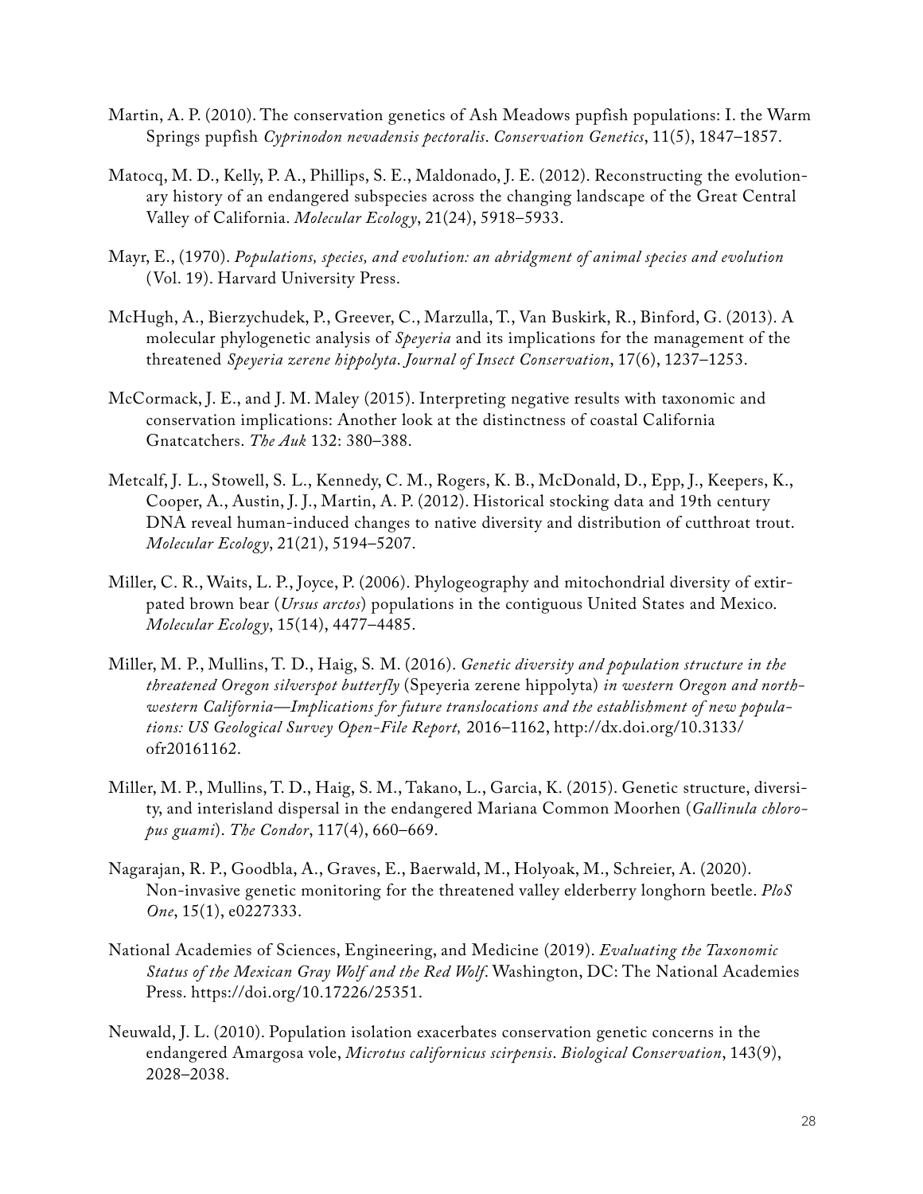Martin, A. P. (2010). The conservation genetics of Ash Meadows pupfish populations: I. the Warm Springs pupfish *Cyprinodon nevadensis pectoralis*. *Conservation Genetics*, 11(5), 1847–1857.

Matocq, M. D., Kelly, P. A., Phillips, S. E., Maldonado, J. E. (2012). Reconstructing the evolutionary history of an endangered subspecies across the changing landscape of the Great Central Valley of California. *Molecular Ecology*, 21(24), 5918–5933.

Mayr, E., (1970). *Populations, species, and evolution: an abridgment of animal species and evolution* (Vol. 19). Harvard University Press.

McHugh, A., Bierzychudek, P., Greever, C., Marzulla, T., Van Buskirk, R., Binford, G. (2013). A molecular phylogenetic analysis of *Speyeria* and its implications for the management of the threatened *Speyeria zerene hippolyta*. *Journal of Insect Conservation*, 17(6), 1237–1253.

McCormack, J. E., and J. M. Maley (2015). Interpreting negative results with taxonomic and conservation implications: Another look at the distinctness of coastal California Gnatcatchers. *The Auk* 132: 380–388.

Metcalf, J. L., Stowell, S. L., Kennedy, C. M., Rogers, K. B., McDonald, D., Epp, J., Keepers, K., Cooper, A., Austin, J. J., Martin, A. P. (2012). Historical stocking data and 19th century DNA reveal human-induced changes to native diversity and distribution of cutthroat trout. *Molecular Ecology*, 21(21), 5194–5207.

Miller, C. R., Waits, L. P., Joyce, P. (2006). Phylogeography and mitochondrial diversity of extirpated brown bear (*Ursus arctos*) populations in the contiguous United States and Mexico. *Molecular Ecology*, 15(14), 4477–4485.

Miller, M. P., Mullins, T. D., Haig, S. M. (2016). *Genetic diversity and population structure in the threatened Oregon silverspot butterfly* (Speyeria zerene hippolyta) *in western Oregon and northwestern California—Implications for future translocations and the establishment of new populations: US Geological Survey Open-File Report,* 2016–1162, http://dx.doi.org/10.3133/ofr20161162.

Miller, M. P., Mullins, T. D., Haig, S. M., Takano, L., Garcia, K. (2015). Genetic structure, diversity, and interisland dispersal in the endangered Mariana Common Moorhen (*Gallinula chloropus guami*). *The Condor*, 117(4), 660–669.

Nagarajan, R. P., Goodbla, A., Graves, E., Baerwald, M., Holyoak, M., Schreier, A. (2020). Non-invasive genetic monitoring for the threatened valley elderberry longhorn beetle. *PloS One*, 15(1), e0227333.

National Academies of Sciences, Engineering, and Medicine (2019). *Evaluating the Taxonomic Status of the Mexican Gray Wolf and the Red Wolf*. Washington, DC: The National Academies Press. https://doi.org/10.17226/25351.

Neuwald, J. L. (2010). Population isolation exacerbates conservation genetic concerns in the endangered Amargosa vole, *Microtus californicus scirpensis*. *Biological Conservation*, 143(9), 2028–2038.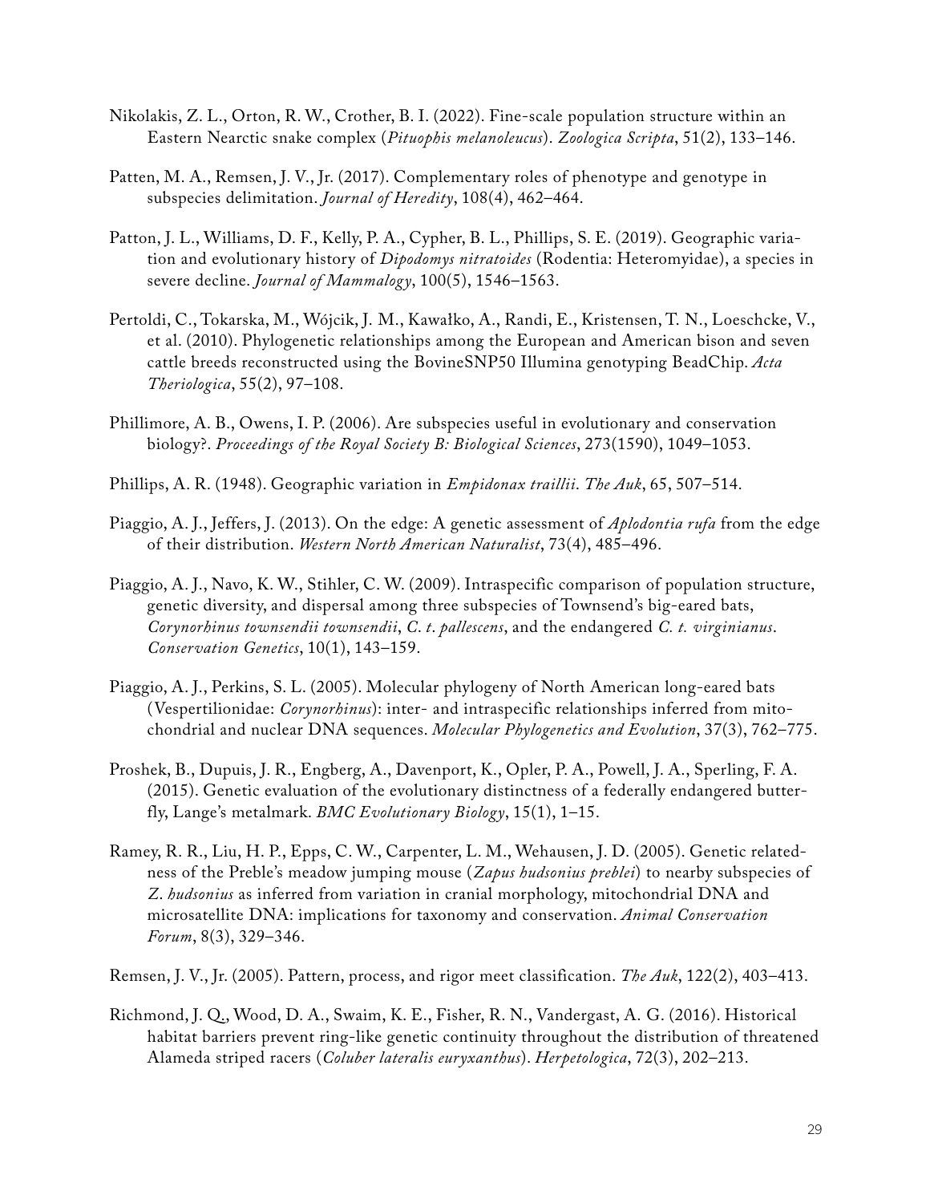Nikolakis, Z. L., Orton, R. W., Crother, B. I. (2022). Fine-scale population structure within an Eastern Nearctic snake complex (*Pituophis melanoleucus*). *Zoologica Scripta*, 51(2), 133–146.

Patten, M. A., Remsen, J. V., Jr. (2017). Complementary roles of phenotype and genotype in subspecies delimitation. *Journal of Heredity*, 108(4), 462–464.

Patton, J. L., Williams, D. F., Kelly, P. A., Cypher, B. L., Phillips, S. E. (2019). Geographic variation and evolutionary history of *Dipodomys nitratoides* (Rodentia: Heteromyidae), a species in severe decline. *Journal of Mammalogy*, 100(5), 1546–1563.

Pertoldi, C., Tokarska, M., Wójcik, J. M., Kawałko, A., Randi, E., Kristensen, T. N., Loeschcke, V., et al. (2010). Phylogenetic relationships among the European and American bison and seven cattle breeds reconstructed using the BovineSNP50 Illumina genotyping BeadChip. *Acta Theriologica*, 55(2), 97–108.

Phillimore, A. B., Owens, I. P. (2006). Are subspecies useful in evolutionary and conservation biology?. *Proceedings of the Royal Society B: Biological Sciences*, 273(1590), 1049–1053.

Phillips, A. R. (1948). Geographic variation in *Empidonax traillii*. *The Auk*, 65, 507–514.

Piaggio, A. J., Jeffers, J. (2013). On the edge: A genetic assessment of *Aplodontia rufa* from the edge of their distribution. *Western North American Naturalist*, 73(4), 485–496.

Piaggio, A. J., Navo, K. W., Stihler, C. W. (2009). Intraspecific comparison of population structure, genetic diversity, and dispersal among three subspecies of Townsend's big-eared bats, *Corynorhinus townsendii townsendii*, *C. t. pallescens*, and the endangered *C. t. virginianus*. *Conservation Genetics*, 10(1), 143–159.

Piaggio, A. J., Perkins, S. L. (2005). Molecular phylogeny of North American long-eared bats (Vespertilionidae: *Corynorhinus*): inter- and intraspecific relationships inferred from mitochondrial and nuclear DNA sequences. *Molecular Phylogenetics and Evolution*, 37(3), 762–775.

Proshek, B., Dupuis, J. R., Engberg, A., Davenport, K., Opler, P. A., Powell, J. A., Sperling, F. A. (2015). Genetic evaluation of the evolutionary distinctness of a federally endangered butterfly, Lange's metalmark. *BMC Evolutionary Biology*, 15(1), 1–15.

Ramey, R. R., Liu, H. P., Epps, C. W., Carpenter, L. M., Wehausen, J. D. (2005). Genetic relatedness of the Preble's meadow jumping mouse (*Zapus hudsonius preblei*) to nearby subspecies of *Z. hudsonius* as inferred from variation in cranial morphology, mitochondrial DNA and microsatellite DNA: implications for taxonomy and conservation. *Animal Conservation Forum*, 8(3), 329–346.

Remsen, J. V., Jr. (2005). Pattern, process, and rigor meet classification. *The Auk*, 122(2), 403–413.

Richmond, J. Q., Wood, D. A., Swaim, K. E., Fisher, R. N., Vandergast, A. G. (2016). Historical habitat barriers prevent ring-like genetic continuity throughout the distribution of threatened Alameda striped racers (*Coluber lateralis euryxanthus*). *Herpetologica*, 72(3), 202–213.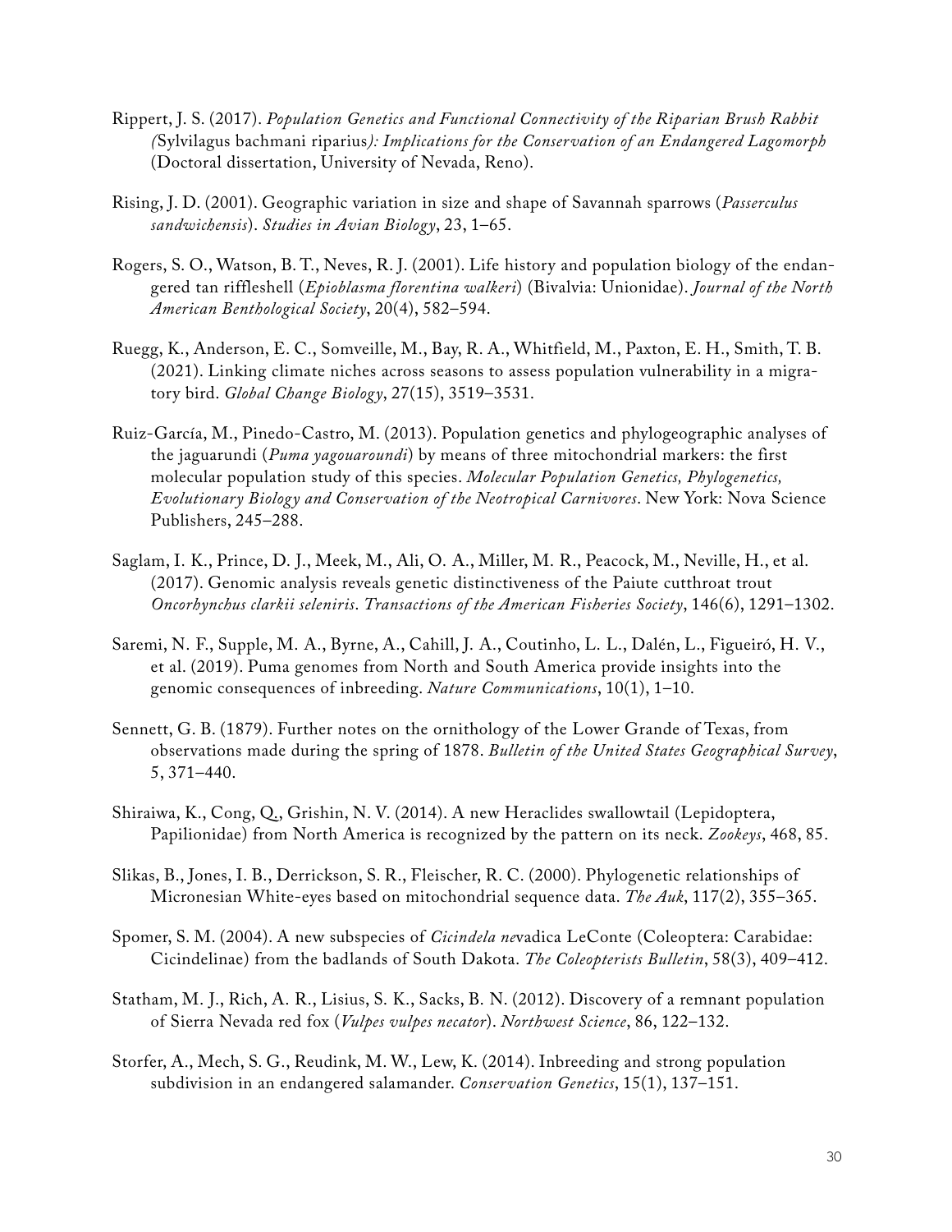Rippert, J. S. (2017). *Population Genetics and Functional Connectivity of the Riparian Brush Rabbit (*Sylvilagus bachmani riparius*): Implications for the Conservation of an Endangered Lagomorph* (Doctoral dissertation, University of Nevada, Reno).

Rising, J. D. (2001). Geographic variation in size and shape of Savannah sparrows (*Passerculus sandwichensis*). *Studies in Avian Biology*, 23, 1–65.

Rogers, S. O., Watson, B. T., Neves, R. J. (2001). Life history and population biology of the endangered tan riffleshell (*Epioblasma florentina walkeri*) (Bivalvia: Unionidae). *Journal of the North American Benthological Society*, 20(4), 582–594.

Ruegg, K., Anderson, E. C., Somveille, M., Bay, R. A., Whitfield, M., Paxton, E. H., Smith, T. B. (2021). Linking climate niches across seasons to assess population vulnerability in a migratory bird. *Global Change Biology*, 27(15), 3519–3531.

Ruiz-García, M., Pinedo-Castro, M. (2013). Population genetics and phylogeographic analyses of the jaguarundi (*Puma yagouaroundi*) by means of three mitochondrial markers: the first molecular population study of this species. *Molecular Population Genetics, Phylogenetics, Evolutionary Biology and Conservation of the Neotropical Carnivores*. New York: Nova Science Publishers, 245–288.

Saglam, I. K., Prince, D. J., Meek, M., Ali, O. A., Miller, M. R., Peacock, M., Neville, H., et al. (2017). Genomic analysis reveals genetic distinctiveness of the Paiute cutthroat trout *Oncorhynchus clarkii seleniris*. *Transactions of the American Fisheries Society*, 146(6), 1291–1302.

Saremi, N. F., Supple, M. A., Byrne, A., Cahill, J. A., Coutinho, L. L., Dalén, L., Figueiró, H. V., et al. (2019). Puma genomes from North and South America provide insights into the genomic consequences of inbreeding. *Nature Communications*, 10(1), 1–10.

Sennett, G. B. (1879). Further notes on the ornithology of the Lower Grande of Texas, from observations made during the spring of 1878. *Bulletin of the United States Geographical Survey*, 5, 371–440.

Shiraiwa, K., Cong, Q., Grishin, N. V. (2014). A new Heraclides swallowtail (Lepidoptera, Papilionidae) from North America is recognized by the pattern on its neck. *Zookeys*, 468, 85.

Slikas, B., Jones, I. B., Derrickson, S. R., Fleischer, R. C. (2000). Phylogenetic relationships of Micronesian White-eyes based on mitochondrial sequence data. *The Auk*, 117(2), 355–365.

Spomer, S. M. (2004). A new subspecies of *Cicindela ne*vadica LeConte (Coleoptera: Carabidae: Cicindelinae) from the badlands of South Dakota. *The Coleopterists Bulletin*, 58(3), 409–412.

Statham, M. J., Rich, A. R., Lisius, S. K., Sacks, B. N. (2012). Discovery of a remnant population of Sierra Nevada red fox (*Vulpes vulpes necator*). *Northwest Science*, 86, 122–132.

Storfer, A., Mech, S. G., Reudink, M. W., Lew, K. (2014). Inbreeding and strong population subdivision in an endangered salamander. *Conservation Genetics*, 15(1), 137–151.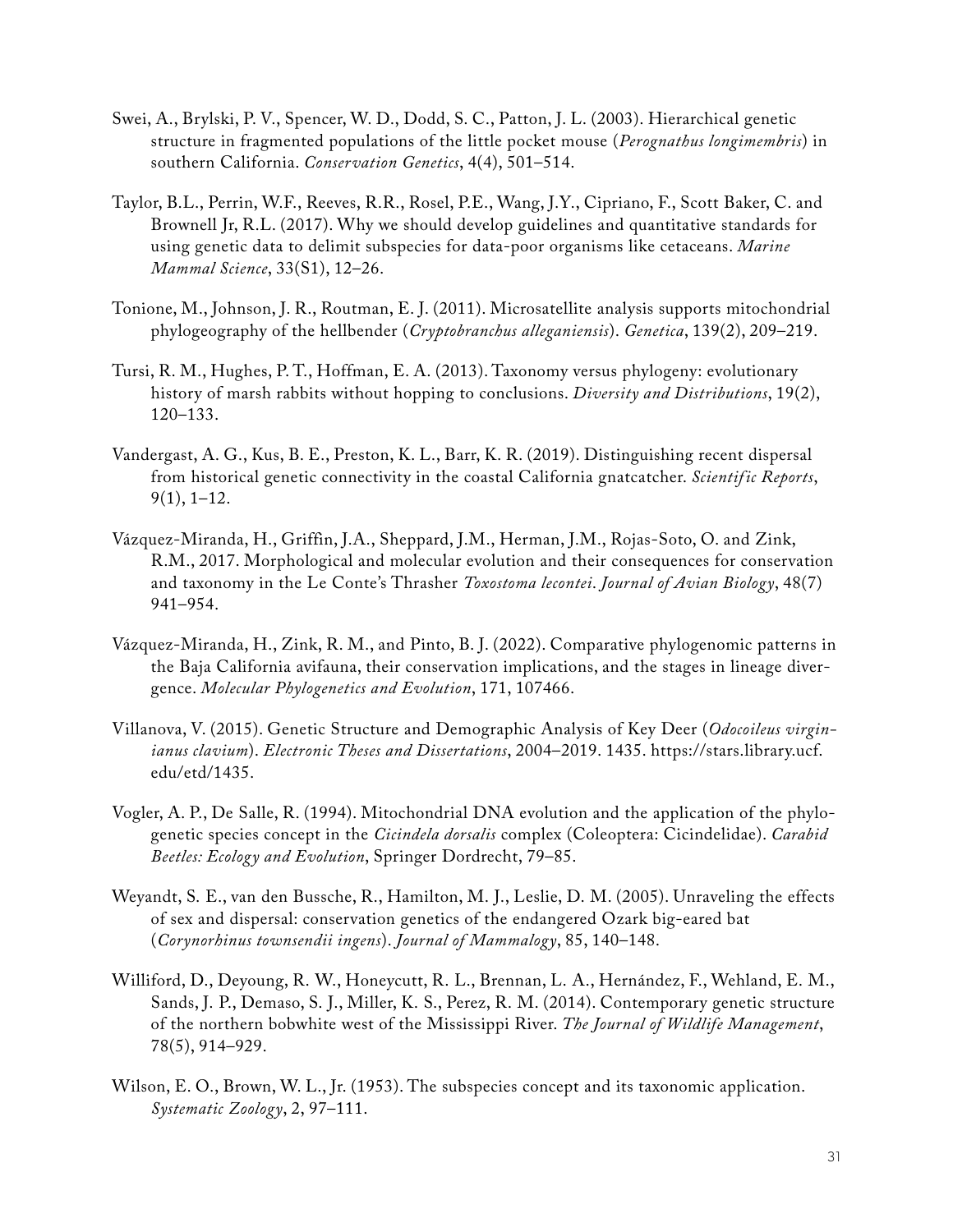Swei, A., Brylski, P. V., Spencer, W. D., Dodd, S. C., Patton, J. L. (2003). Hierarchical genetic structure in fragmented populations of the little pocket mouse (*Perognathus longimembris*) in southern California. *Conservation Genetics*, 4(4), 501–514.

Taylor, B.L., Perrin, W.F., Reeves, R.R., Rosel, P.E., Wang, J.Y., Cipriano, F., Scott Baker, C. and Brownell Jr, R.L. (2017). Why we should develop guidelines and quantitative standards for using genetic data to delimit subspecies for data-poor organisms like cetaceans. *Marine Mammal Science*, 33(S1), 12–26.

Tonione, M., Johnson, J. R., Routman, E. J. (2011). Microsatellite analysis supports mitochondrial phylogeography of the hellbender (*Cryptobranchus alleganiensis*). *Genetica*, 139(2), 209–219.

Tursi, R. M., Hughes, P. T., Hoffman, E. A. (2013). Taxonomy versus phylogeny: evolutionary history of marsh rabbits without hopping to conclusions. *Diversity and Distributions*, 19(2), 120–133.

Vandergast, A. G., Kus, B. E., Preston, K. L., Barr, K. R. (2019). Distinguishing recent dispersal from historical genetic connectivity in the coastal California gnatcatcher. *Scientific Reports*, 9(1), 1–12.

Vázquez-Miranda, H., Griffin, J.A., Sheppard, J.M., Herman, J.M., Rojas-Soto, O. and Zink, R.M., 2017. Morphological and molecular evolution and their consequences for conservation and taxonomy in the Le Conte's Thrasher *Toxostoma lecontei*. *Journal of Avian Biology*, 48(7) 941–954.

Vázquez-Miranda, H., Zink, R. M., and Pinto, B. J. (2022). Comparative phylogenomic patterns in the Baja California avifauna, their conservation implications, and the stages in lineage divergence. *Molecular Phylogenetics and Evolution*, 171, 107466.

Villanova, V. (2015). Genetic Structure and Demographic Analysis of Key Deer (*Odocoileus virginianus clavium*). *Electronic Theses and Dissertations*, 2004–2019. 1435. https://stars.library.ucf.edu/etd/1435.

Vogler, A. P., De Salle, R. (1994). Mitochondrial DNA evolution and the application of the phylogenetic species concept in the *Cicindela dorsalis* complex (Coleoptera: Cicindelidae). *Carabid Beetles: Ecology and Evolution*, Springer Dordrecht, 79–85.

Weyandt, S. E., van den Bussche, R., Hamilton, M. J., Leslie, D. M. (2005). Unraveling the effects of sex and dispersal: conservation genetics of the endangered Ozark big-eared bat (*Corynorhinus townsendii ingens*). *Journal of Mammalogy*, 85, 140–148.

Williford, D., Deyoung, R. W., Honeycutt, R. L., Brennan, L. A., Hernández, F., Wehland, E. M., Sands, J. P., Demaso, S. J., Miller, K. S., Perez, R. M. (2014). Contemporary genetic structure of the northern bobwhite west of the Mississippi River. *The Journal of Wildlife Management*, 78(5), 914–929.

Wilson, E. O., Brown, W. L., Jr. (1953). The subspecies concept and its taxonomic application. *Systematic Zoology*, 2, 97–111.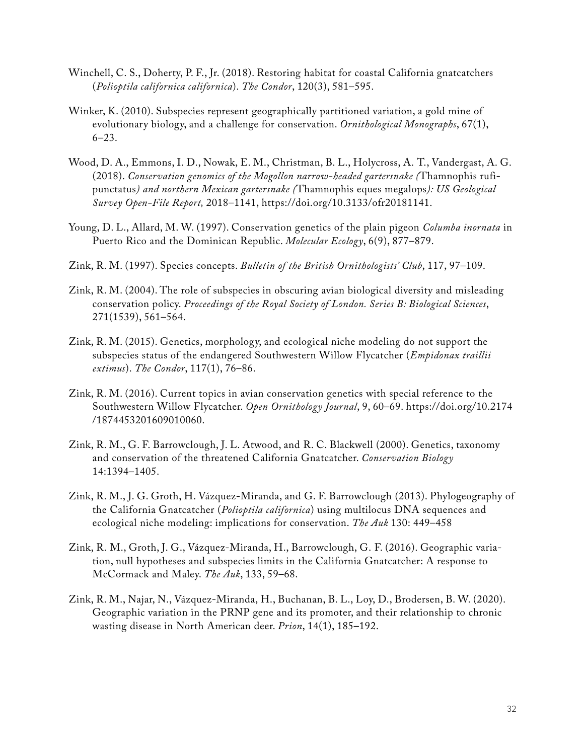Winchell, C. S., Doherty, P. F., Jr. (2018). Restoring habitat for coastal California gnatcatchers (*Polioptila californica californica*). *The Condor*, 120(3), 581–595.

Winker, K. (2010). Subspecies represent geographically partitioned variation, a gold mine of evolutionary biology, and a challenge for conservation. *Ornithological Monographs*, 67(1), 6–23.

Wood, D. A., Emmons, I. D., Nowak, E. M., Christman, B. L., Holycross, A. T., Vandergast, A. G. (2018). *Conservation genomics of the Mogollon narrow-headed gartersnake (*Thamnophis rufipunctatus*) and northern Mexican gartersnake (*Thamnophis eques megalops*): US Geological Survey Open-File Report,* 2018–1141, https://doi.org/10.3133/ofr20181141.

Young, D. L., Allard, M. W. (1997). Conservation genetics of the plain pigeon *Columba inornata* in Puerto Rico and the Dominican Republic. *Molecular Ecology*, 6(9), 877–879.

Zink, R. M. (1997). Species concepts. *Bulletin of the British Ornithologists' Club*, 117, 97–109.

Zink, R. M. (2004). The role of subspecies in obscuring avian biological diversity and misleading conservation policy. *Proceedings of the Royal Society of London. Series B: Biological Sciences*, 271(1539), 561–564.

Zink, R. M. (2015). Genetics, morphology, and ecological niche modeling do not support the subspecies status of the endangered Southwestern Willow Flycatcher (*Empidonax traillii extimus*). *The Condor*, 117(1), 76–86.

Zink, R. M. (2016). Current topics in avian conservation genetics with special reference to the Southwestern Willow Flycatcher. *Open Ornithology Journal*, 9, 60–69. https://doi.org/10.2174/1874453201609010060.

Zink, R. M., G. F. Barrowclough, J. L. Atwood, and R. C. Blackwell (2000). Genetics, taxonomy and conservation of the threatened California Gnatcatcher. *Conservation Biology* 14:1394–1405.

Zink, R. M., J. G. Groth, H. Vázquez-Miranda, and G. F. Barrowclough (2013). Phylogeography of the California Gnatcatcher (*Polioptila californica*) using multilocus DNA sequences and ecological niche modeling: implications for conservation. *The Auk* 130: 449–458

Zink, R. M., Groth, J. G., Vázquez-Miranda, H., Barrowclough, G. F. (2016). Geographic variation, null hypotheses and subspecies limits in the California Gnatcatcher: A response to McCormack and Maley. *The Auk*, 133, 59–68.

Zink, R. M., Najar, N., Vázquez-Miranda, H., Buchanan, B. L., Loy, D., Brodersen, B. W. (2020). Geographic variation in the PRNP gene and its promoter, and their relationship to chronic wasting disease in North American deer. *Prion*, 14(1), 185–192.